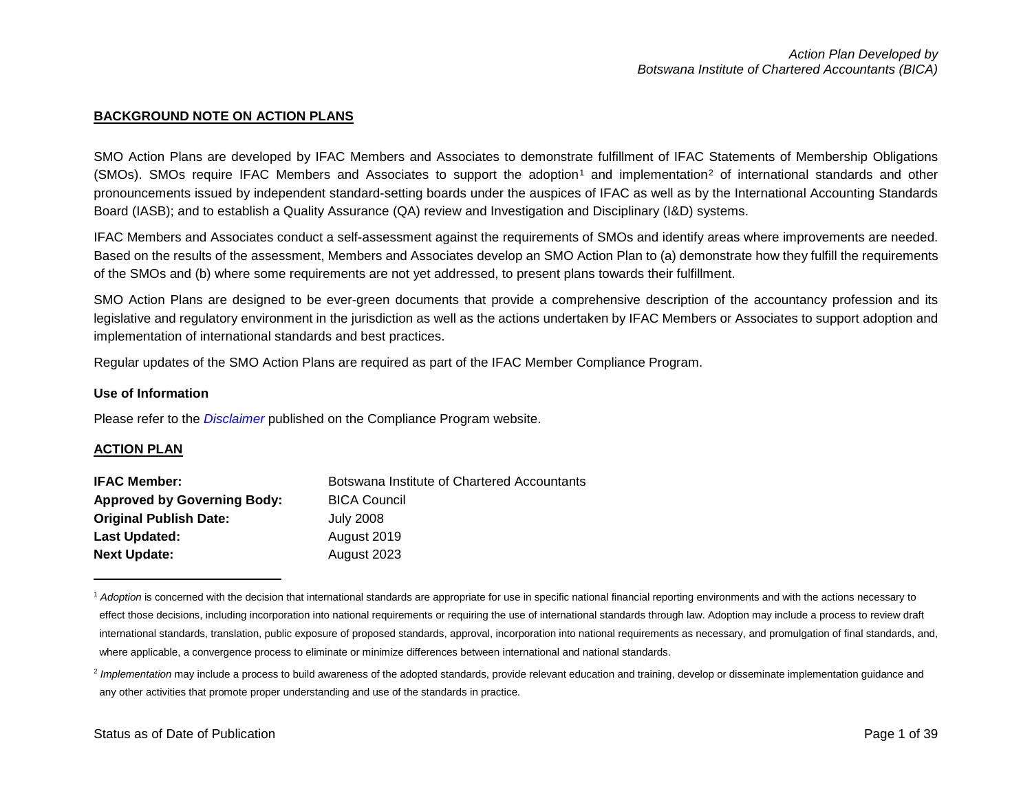Action Plan Developed by Botswana Institute of Chartered Accountants (BICA)

## BACKGROUND NOTE ON ACTION PLANS

SMO Action Plans are developed by IFAC Members and Associates to demonstrate fulfillment of IFAC Statements of Membership Obligations (SMOs). SMOs require IFAC Members and Associates to support the adoption[1] and implementation[2] of international standards and other pronouncements issued by independent standard-setting boards under the auspices of IFAC as well as by the International Accounting Standards Board (IASB); and to establish a Quality Assurance (QA) review and Investigation and Disciplinary (I&D) systems.

IFAC Members and Associates conduct a self-assessment against the requirements of SMOs and identify areas where improvements are needed. Based on the results of the assessment, Members and Associates develop an SMO Action Plan to (a) demonstrate how they fulfill the requirements of the SMOs and (b) where some requirements are not yet addressed, to present plans towards their fulfillment.

SMO Action Plans are designed to be ever-green documents that provide a comprehensive description of the accountancy profession and its legislative and regulatory environment in the jurisdiction as well as the actions undertaken by IFAC Members or Associates to support adoption and implementation of international standards and best practices.

Regular updates of the SMO Action Plans are required as part of the IFAC Member Compliance Program.

### Use of Information

Please refer to the *Disclaimer* published on the Compliance Program website.

## ACTION PLAN

| | |
|---|---|
| **IFAC Member:** | Botswana Institute of Chartered Accountants |
| **Approved by Governing Body:** | BICA Council |
| **Original Publish Date:** | July 2008 |
| **Last Updated:** | August 2019 |
| **Next Update:** | August 2023 |

[1] *Adoption* is concerned with the decision that international standards are appropriate for use in specific national financial reporting environments and with the actions necessary to effect those decisions, including incorporation into national requirements or requiring the use of international standards through law. Adoption may include a process to review draft international standards, translation, public exposure of proposed standards, approval, incorporation into national requirements as necessary, and promulgation of final standards, and, where applicable, a convergence process to eliminate or minimize differences between international and national standards.

[2] *Implementation* may include a process to build awareness of the adopted standards, provide relevant education and training, develop or disseminate implementation guidance and any other activities that promote proper understanding and use of the standards in practice.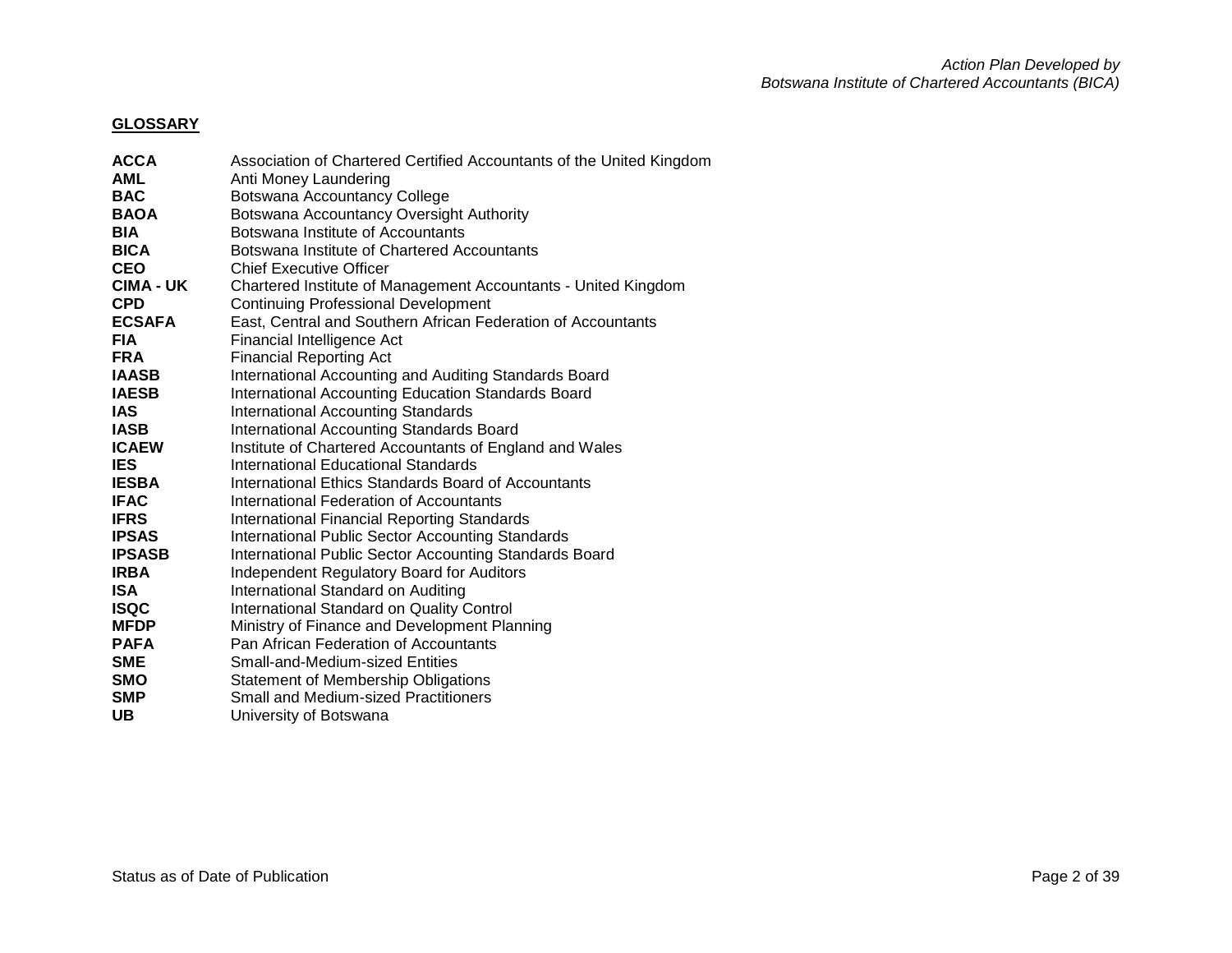## GLOSSARY

| | |
|---|---|
| **ACCA** | Association of Chartered Certified Accountants of the United Kingdom |
| **AML** | Anti Money Laundering |
| **BAC** | Botswana Accountancy College |
| **BAOA** | Botswana Accountancy Oversight Authority |
| **BIA** | Botswana Institute of Accountants |
| **BICA** | Botswana Institute of Chartered Accountants |
| **CEO** | Chief Executive Officer |
| **CIMA - UK** | Chartered Institute of Management Accountants - United Kingdom |
| **CPD** | Continuing Professional Development |
| **ECSAFA** | East, Central and Southern African Federation of Accountants |
| **FIA** | Financial Intelligence Act |
| **FRA** | Financial Reporting Act |
| **IAASB** | International Accounting and Auditing Standards Board |
| **IAESB** | International Accounting Education Standards Board |
| **IAS** | International Accounting Standards |
| **IASB** | International Accounting Standards Board |
| **ICAEW** | Institute of Chartered Accountants of England and Wales |
| **IES** | International Educational Standards |
| **IESBA** | International Ethics Standards Board of Accountants |
| **IFAC** | International Federation of Accountants |
| **IFRS** | International Financial Reporting Standards |
| **IPSAS** | International Public Sector Accounting Standards |
| **IPSASB** | International Public Sector Accounting Standards Board |
| **IRBA** | Independent Regulatory Board for Auditors |
| **ISA** | International Standard on Auditing |
| **ISQC** | International Standard on Quality Control |
| **MFDP** | Ministry of Finance and Development Planning |
| **PAFA** | Pan African Federation of Accountants |
| **SME** | Small-and-Medium-sized Entities |
| **SMO** | Statement of Membership Obligations |
| **SMP** | Small and Medium-sized Practitioners |
| **UB** | University of Botswana |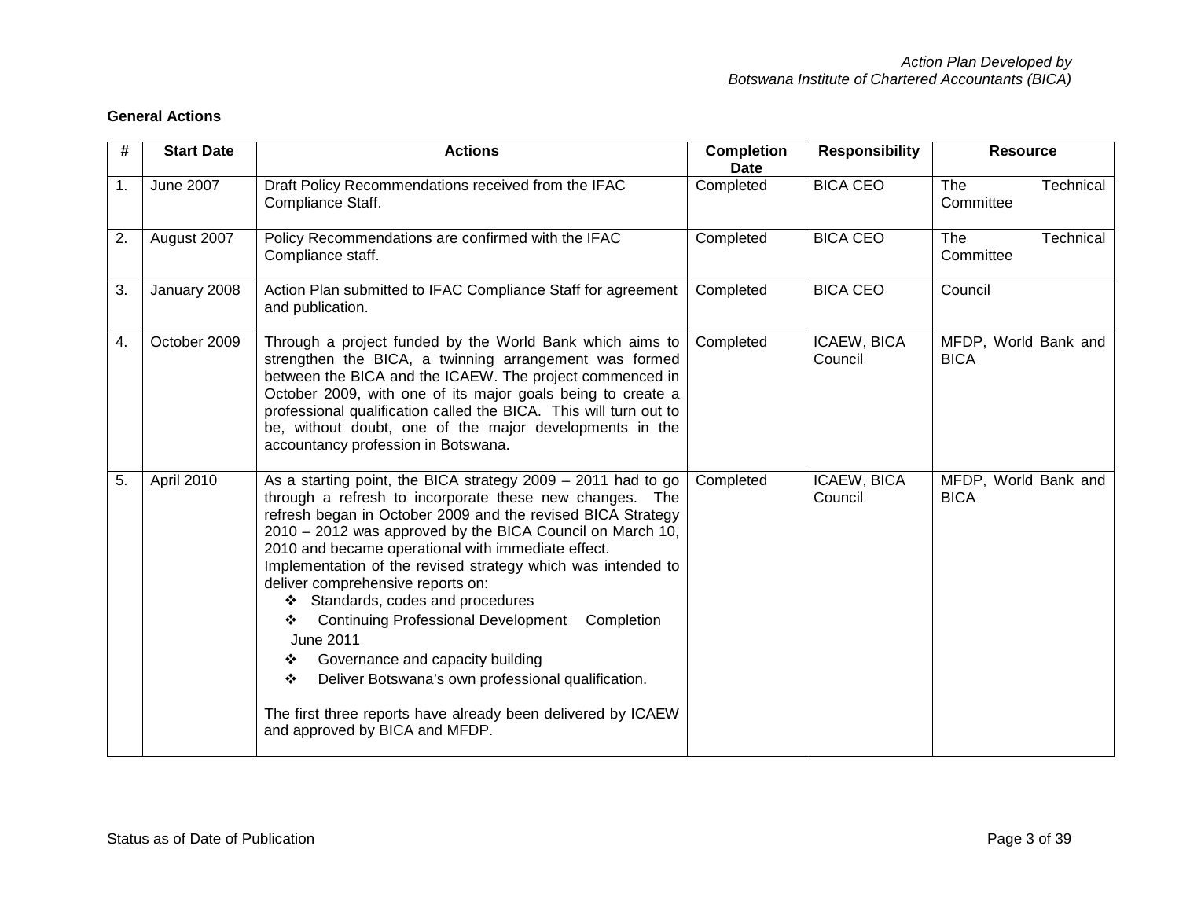**General Actions**

| # | Start Date | Actions | Completion Date | Responsibility | Resource |
|---|---|---|---|---|---|
| 1. | June 2007 | Draft Policy Recommendations received from the IFAC Compliance Staff. | Completed | BICA CEO | The Technical Committee |
| 2. | August 2007 | Policy Recommendations are confirmed with the IFAC Compliance staff. | Completed | BICA CEO | The Technical Committee |
| 3. | January 2008 | Action Plan submitted to IFAC Compliance Staff for agreement and publication. | Completed | BICA CEO | Council |
| 4. | October 2009 | Through a project funded by the World Bank which aims to strengthen the BICA, a twinning arrangement was formed between the BICA and the ICAEW. The project commenced in October 2009, with one of its major goals being to create a professional qualification called the BICA. This will turn out to be, without doubt, one of the major developments in the accountancy profession in Botswana. | Completed | ICAEW, BICA Council | MFDP, World Bank and BICA |
| 5. | April 2010 | As a starting point, the BICA strategy 2009 – 2011 had to go through a refresh to incorporate these new changes. The refresh began in October 2009 and the revised BICA Strategy 2010 – 2012 was approved by the BICA Council on March 10, 2010 and became operational with immediate effect.<br>Implementation of the revised strategy which was intended to deliver comprehensive reports on:<br>❖ Standards, codes and procedures<br>❖ Continuing Professional Development Completion June 2011<br>❖ Governance and capacity building<br>❖ Deliver Botswana's own professional qualification.<br><br>The first three reports have already been delivered by ICAEW and approved by BICA and MFDP. | Completed | ICAEW, BICA Council | MFDP, World Bank and BICA |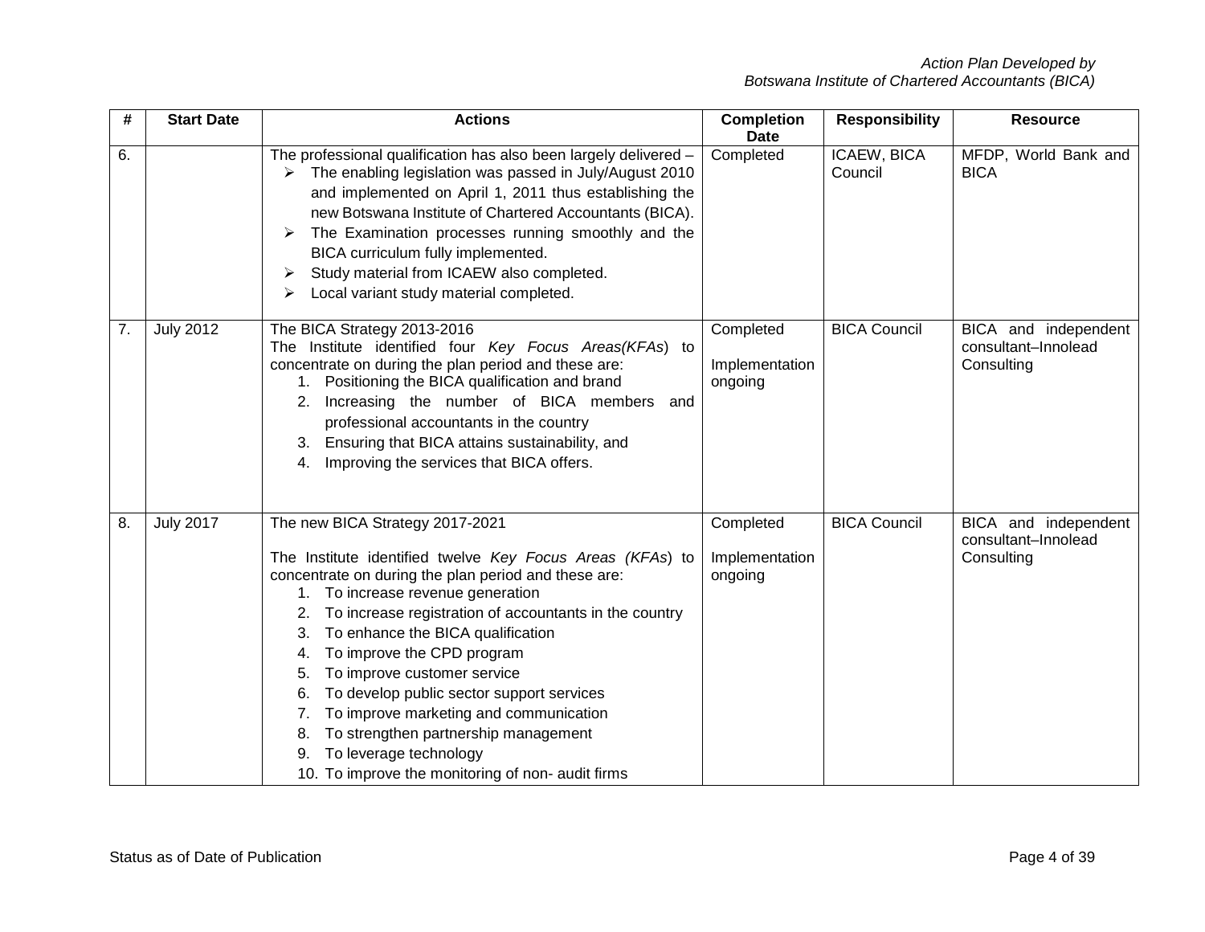| # | Start Date | Actions | Completion Date | Responsibility | Resource |
|---|---|---|---|---|---|
| 6. | | The professional qualification has also been largely delivered – <br>➢ The enabling legislation was passed in July/August 2010 and implemented on April 1, 2011 thus establishing the new Botswana Institute of Chartered Accountants (BICA). <br>➢ The Examination processes running smoothly and the BICA curriculum fully implemented. <br>➢ Study material from ICAEW also completed. <br>➢ Local variant study material completed. | Completed | ICAEW, BICA Council | MFDP, World Bank and BICA |
| 7. | July 2012 | The BICA Strategy 2013-2016 <br>The Institute identified four *Key Focus Areas(KFAs*) to concentrate on during the plan period and these are: <br>1. Positioning the BICA qualification and brand <br>2. Increasing the number of BICA members and professional accountants in the country <br>3. Ensuring that BICA attains sustainability, and <br>4. Improving the services that BICA offers. | Completed <br><br>Implementation ongoing | BICA Council | BICA and independent consultant–Innolead Consulting |
| 8. | July 2017 | The new BICA Strategy 2017-2021 <br><br>The Institute identified twelve *Key Focus Areas (KFAs*) to concentrate on during the plan period and these are: <br>1. To increase revenue generation <br>2. To increase registration of accountants in the country <br>3. To enhance the BICA qualification <br>4. To improve the CPD program <br>5. To improve customer service <br>6. To develop public sector support services <br>7. To improve marketing and communication <br>8. To strengthen partnership management <br>9. To leverage technology <br>10. To improve the monitoring of non- audit firms | Completed <br><br>Implementation ongoing | BICA Council | BICA and independent consultant–Innolead Consulting |

Status as of Date of Publication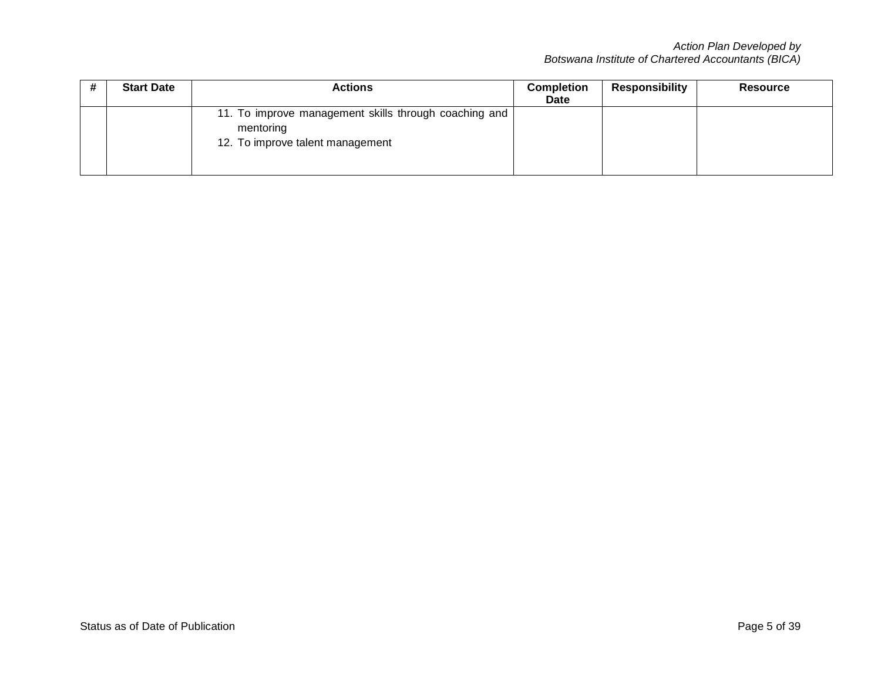| # | Start Date | Actions | Completion Date | Responsibility | Resource |
|---|---|---|---|---|---|
| | | 11. To improve management skills through coaching and mentoring<br>12. To improve talent management | | | |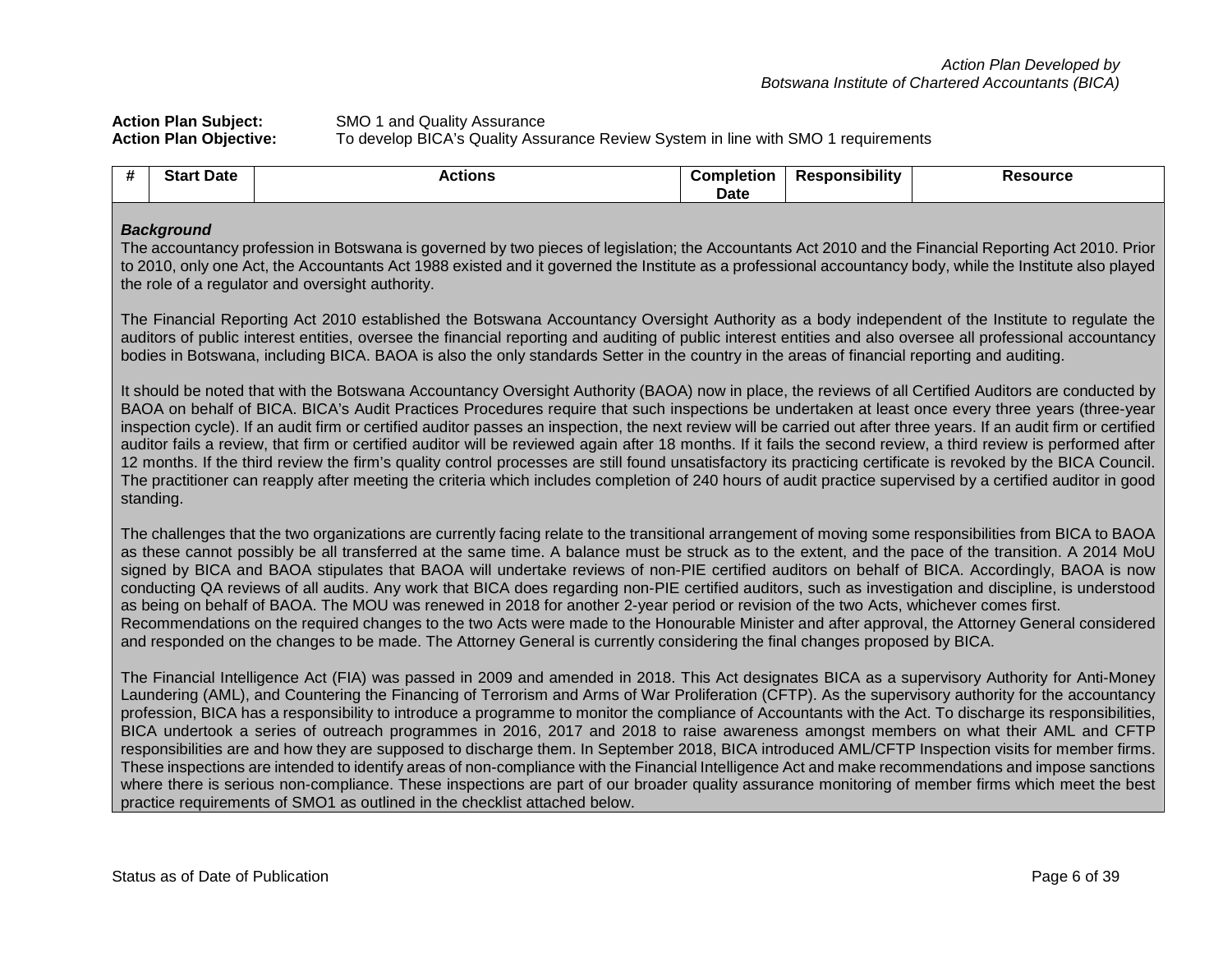*Action Plan Developed by*
*Botswana Institute of Chartered Accountants (BICA)*

**Action Plan Subject:** SMO 1 and Quality Assurance
**Action Plan Objective:** To develop BICA's Quality Assurance Review System in line with SMO 1 requirements

| # | Start Date | Actions | Completion Date | Responsibility | Resource |
|---|---|---|---|---|---|

***Background***

The accountancy profession in Botswana is governed by two pieces of legislation; the Accountants Act 2010 and the Financial Reporting Act 2010. Prior to 2010, only one Act, the Accountants Act 1988 existed and it governed the Institute as a professional accountancy body, while the Institute also played the role of a regulator and oversight authority.

The Financial Reporting Act 2010 established the Botswana Accountancy Oversight Authority as a body independent of the Institute to regulate the auditors of public interest entities, oversee the financial reporting and auditing of public interest entities and also oversee all professional accountancy bodies in Botswana, including BICA. BAOA is also the only standards Setter in the country in the areas of financial reporting and auditing.

It should be noted that with the Botswana Accountancy Oversight Authority (BAOA) now in place, the reviews of all Certified Auditors are conducted by BAOA on behalf of BICA. BICA's Audit Practices Procedures require that such inspections be undertaken at least once every three years (three-year inspection cycle). If an audit firm or certified auditor passes an inspection, the next review will be carried out after three years. If an audit firm or certified auditor fails a review, that firm or certified auditor will be reviewed again after 18 months. If it fails the second review, a third review is performed after 12 months. If the third review the firm's quality control processes are still found unsatisfactory its practicing certificate is revoked by the BICA Council. The practitioner can reapply after meeting the criteria which includes completion of 240 hours of audit practice supervised by a certified auditor in good standing.

The challenges that the two organizations are currently facing relate to the transitional arrangement of moving some responsibilities from BICA to BAOA as these cannot possibly be all transferred at the same time. A balance must be struck as to the extent, and the pace of the transition. A 2014 MoU signed by BICA and BAOA stipulates that BAOA will undertake reviews of non-PIE certified auditors on behalf of BICA. Accordingly, BAOA is now conducting QA reviews of all audits. Any work that BICA does regarding non-PIE certified auditors, such as investigation and discipline, is understood as being on behalf of BAOA. The MOU was renewed in 2018 for another 2-year period or revision of the two Acts, whichever comes first.
Recommendations on the required changes to the two Acts were made to the Honourable Minister and after approval, the Attorney General considered and responded on the changes to be made. The Attorney General is currently considering the final changes proposed by BICA.

The Financial Intelligence Act (FIA) was passed in 2009 and amended in 2018. This Act designates BICA as a supervisory Authority for Anti-Money Laundering (AML), and Countering the Financing of Terrorism and Arms of War Proliferation (CFTP). As the supervisory authority for the accountancy profession, BICA has a responsibility to introduce a programme to monitor the compliance of Accountants with the Act. To discharge its responsibilities, BICA undertook a series of outreach programmes in 2016, 2017 and 2018 to raise awareness amongst members on what their AML and CFTP responsibilities are and how they are supposed to discharge them. In September 2018, BICA introduced AML/CFTP Inspection visits for member firms. These inspections are intended to identify areas of non-compliance with the Financial Intelligence Act and make recommendations and impose sanctions where there is serious non-compliance. These inspections are part of our broader quality assurance monitoring of member firms which meet the best practice requirements of SMO1 as outlined in the checklist attached below.

Status as of Date of Publication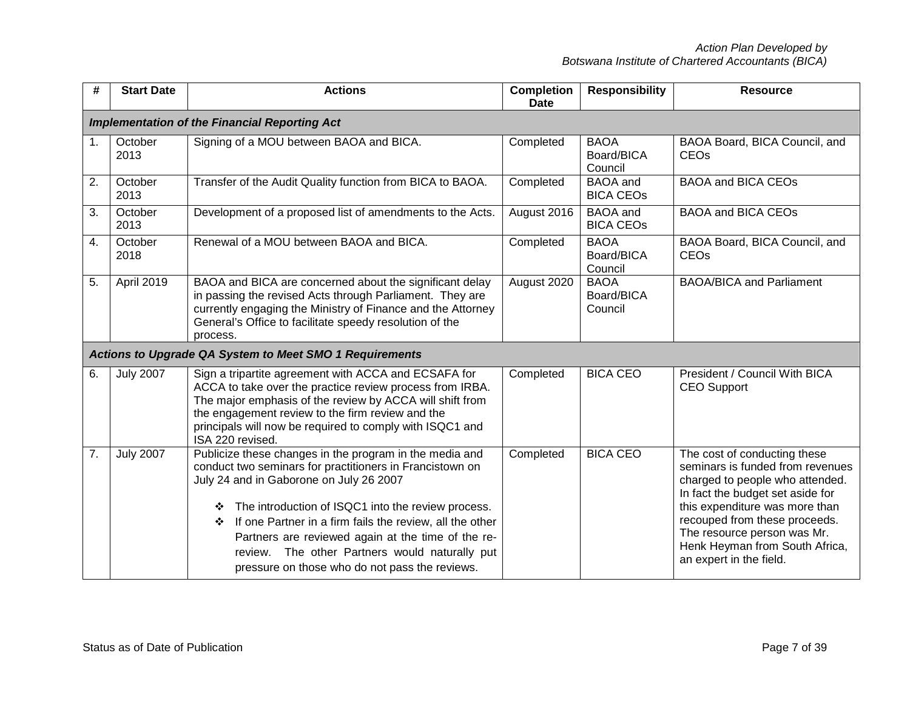| # | Start Date | Actions | Completion Date | Responsibility | Resource |
|---|---|---|---|---|---|
| ***Implementation of the Financial Reporting Act*** | | | | | |
| 1. | October 2013 | Signing of a MOU between BAOA and BICA. | Completed | BAOA Board/BICA Council | BAOA Board, BICA Council, and CEOs |
| 2. | October 2013 | Transfer of the Audit Quality function from BICA to BAOA. | Completed | BAOA and BICA CEOs | BAOA and BICA CEOs |
| 3. | October 2013 | Development of a proposed list of amendments to the Acts. | August 2016 | BAOA and BICA CEOs | BAOA and BICA CEOs |
| 4. | October 2018 | Renewal of a MOU between BAOA and BICA. | Completed | BAOA Board/BICA Council | BAOA Board, BICA Council, and CEOs |
| 5. | April 2019 | BAOA and BICA are concerned about the significant delay in passing the revised Acts through Parliament. They are currently engaging the Ministry of Finance and the Attorney General's Office to facilitate speedy resolution of the process. | August 2020 | BAOA Board/BICA Council | BAOA/BICA and Parliament |
| ***Actions to Upgrade QA System to Meet SMO 1 Requirements*** | | | | | |
| 6. | July 2007 | Sign a tripartite agreement with ACCA and ECSAFA for ACCA to take over the practice review process from IRBA. The major emphasis of the review by ACCA will shift from the engagement review to the firm review and the principals will now be required to comply with ISQC1 and ISA 220 revised. | Completed | BICA CEO | President / Council With BICA CEO Support |
| 7. | July 2007 | Publicize these changes in the program in the media and conduct two seminars for practitioners in Francistown on July 24 and in Gaborone on July 26 2007<br>❖ The introduction of ISQC1 into the review process.<br>❖ If one Partner in a firm fails the review, all the other Partners are reviewed again at the time of the re-review. The other Partners would naturally put pressure on those who do not pass the reviews. | Completed | BICA CEO | The cost of conducting these seminars is funded from revenues charged to people who attended. In fact the budget set aside for this expenditure was more than recouped from these proceeds. The resource person was Mr. Henk Heyman from South Africa, an expert in the field. |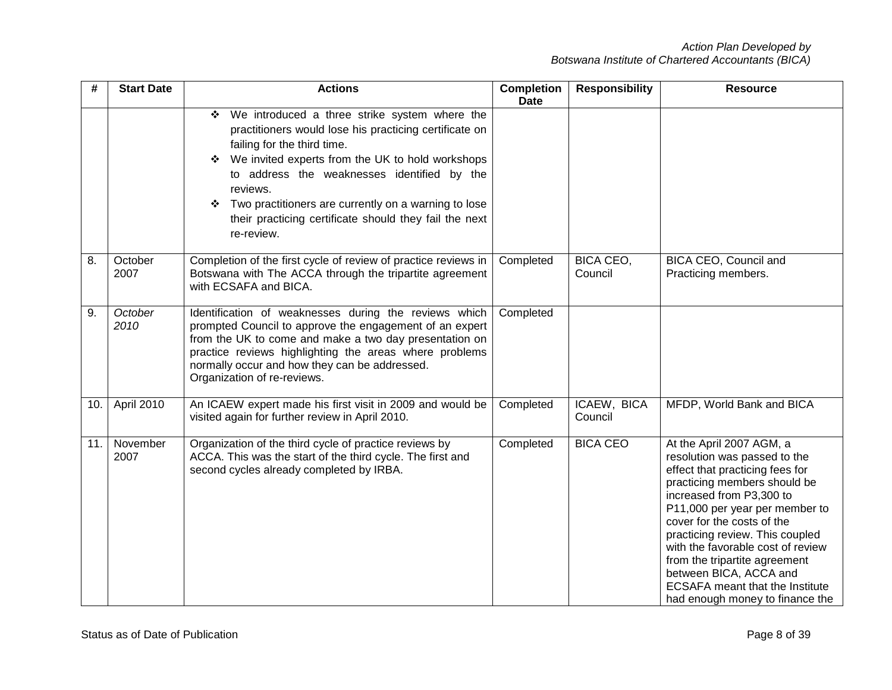| # | Start Date | Actions | Completion Date | Responsibility | Resource |
|---|---|---|---|---|---|
| | | ❖ We introduced a three strike system where the practitioners would lose his practicing certificate on failing for the third time.<br>❖ We invited experts from the UK to hold workshops to address the weaknesses identified by the reviews.<br>❖ Two practitioners are currently on a warning to lose their practicing certificate should they fail the next re-review. | | | |
| 8. | October 2007 | Completion of the first cycle of review of practice reviews in Botswana with The ACCA through the tripartite agreement with ECSAFA and BICA. | Completed | BICA CEO, Council | BICA CEO, Council and Practicing members. |
| 9. | *October 2010* | Identification of weaknesses during the reviews which prompted Council to approve the engagement of an expert from the UK to come and make a two day presentation on practice reviews highlighting the areas where problems normally occur and how they can be addressed.<br>Organization of re-reviews. | Completed | | |
| 10. | April 2010 | An ICAEW expert made his first visit in 2009 and would be visited again for further review in April 2010. | Completed | ICAEW, BICA Council | MFDP, World Bank and BICA |
| 11. | November 2007 | Organization of the third cycle of practice reviews by ACCA. This was the start of the third cycle. The first and second cycles already completed by IRBA. | Completed | BICA CEO | At the April 2007 AGM, a resolution was passed to the effect that practicing fees for practicing members should be increased from P3,300 to P11,000 per year per member to cover for the costs of the practicing review. This coupled with the favorable cost of review from the tripartite agreement between BICA, ACCA and ECSAFA meant that the Institute had enough money to finance the |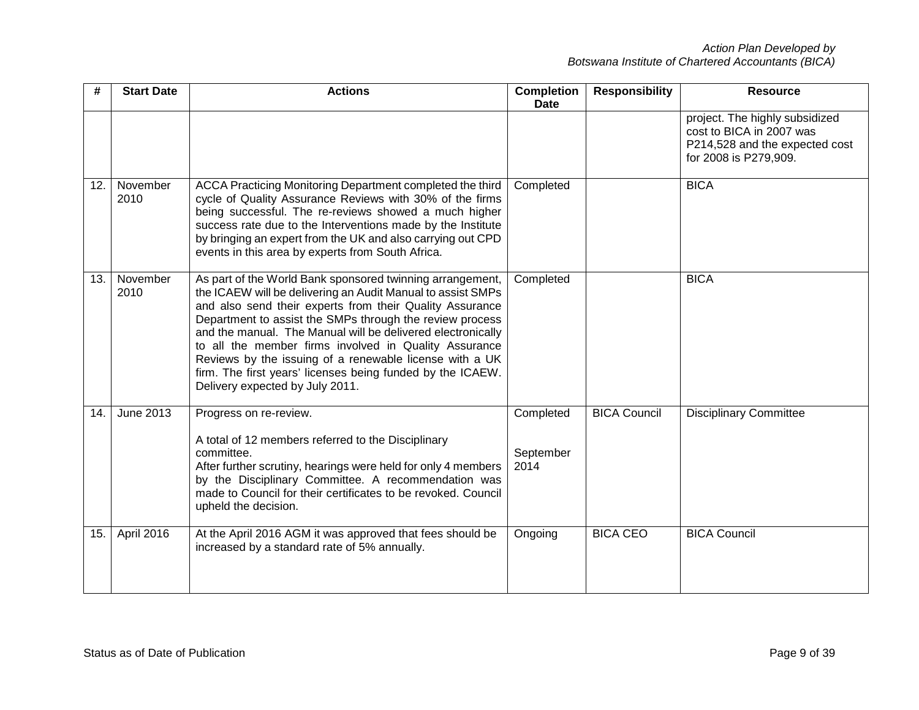| # | Start Date | Actions | Completion Date | Responsibility | Resource |
|---|---|---|---|---|---|
| | | | | | project. The highly subsidized cost to BICA in 2007 was P214,528 and the expected cost for 2008 is P279,909. |
| 12. | November 2010 | ACCA Practicing Monitoring Department completed the third cycle of Quality Assurance Reviews with 30% of the firms being successful. The re-reviews showed a much higher success rate due to the Interventions made by the Institute by bringing an expert from the UK and also carrying out CPD events in this area by experts from South Africa. | Completed | | BICA |
| 13. | November 2010 | As part of the World Bank sponsored twinning arrangement, the ICAEW will be delivering an Audit Manual to assist SMPs and also send their experts from their Quality Assurance Department to assist the SMPs through the review process and the manual. The Manual will be delivered electronically to all the member firms involved in Quality Assurance Reviews by the issuing of a renewable license with a UK firm. The first years' licenses being funded by the ICAEW. Delivery expected by July 2011. | Completed | | BICA |
| 14. | June 2013 | Progress on re-review.<br><br>A total of 12 members referred to the Disciplinary committee.<br>After further scrutiny, hearings were held for only 4 members by the Disciplinary Committee. A recommendation was made to Council for their certificates to be revoked. Council upheld the decision. | Completed<br><br>September 2014 | BICA Council | Disciplinary Committee |
| 15. | April 2016 | At the April 2016 AGM it was approved that fees should be increased by a standard rate of 5% annually. | Ongoing | BICA CEO | BICA Council |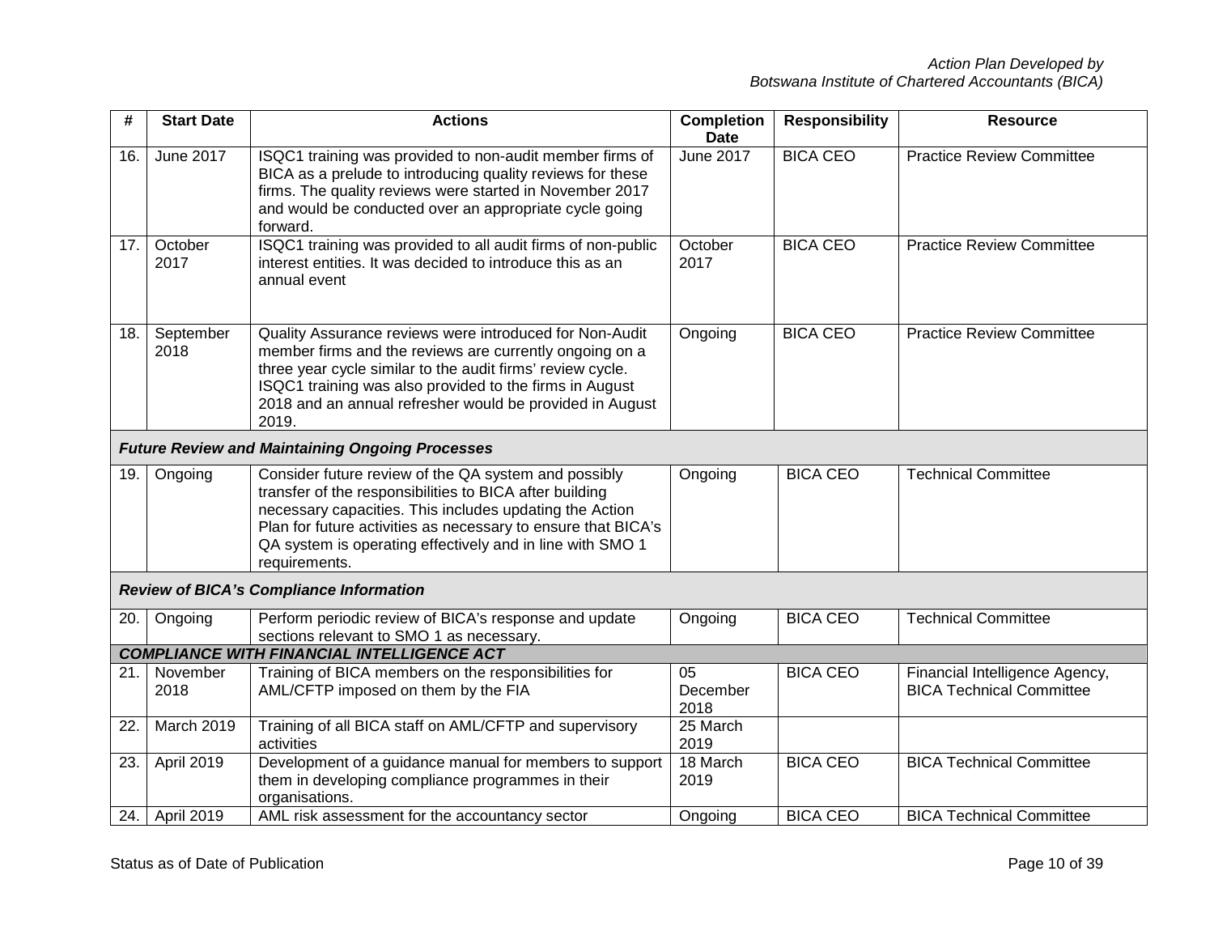| # | Start Date | Actions | Completion Date | Responsibility | Resource |
|---|---|---|---|---|---|
| 16. | June 2017 | ISQC1 training was provided to non-audit member firms of BICA as a prelude to introducing quality reviews for these firms. The quality reviews were started in November 2017 and would be conducted over an appropriate cycle going forward. | June 2017 | BICA CEO | Practice Review Committee |
| 17. | October 2017 | ISQC1 training was provided to all audit firms of non-public interest entities. It was decided to introduce this as an annual event | October 2017 | BICA CEO | Practice Review Committee |
| 18. | September 2018 | Quality Assurance reviews were introduced for Non-Audit member firms and the reviews are currently ongoing on a three year cycle similar to the audit firms' review cycle. ISQC1 training was also provided to the firms in August 2018 and an annual refresher would be provided in August 2019. | Ongoing | BICA CEO | Practice Review Committee |
| ***Future Review and Maintaining Ongoing Processes*** | | | | | |
| 19. | Ongoing | Consider future review of the QA system and possibly transfer of the responsibilities to BICA after building necessary capacities. This includes updating the Action Plan for future activities as necessary to ensure that BICA's QA system is operating effectively and in line with SMO 1 requirements. | Ongoing | BICA CEO | Technical Committee |
| ***Review of BICA's Compliance Information*** | | | | | |
| 20. | Ongoing | Perform periodic review of BICA's response and update sections relevant to SMO 1 as necessary. | Ongoing | BICA CEO | Technical Committee |
| ***COMPLIANCE WITH FINANCIAL INTELLIGENCE ACT*** | | | | | |
| 21. | November 2018 | Training of BICA members on the responsibilities for AML/CFTP imposed on them by the FIA | 05 December 2018 | BICA CEO | Financial Intelligence Agency, BICA Technical Committee |
| 22. | March 2019 | Training of all BICA staff on AML/CFTP and supervisory activities | 25 March 2019 | | |
| 23. | April 2019 | Development of a guidance manual for members to support them in developing compliance programmes in their organisations. | 18 March 2019 | BICA CEO | BICA Technical Committee |
| 24. | April 2019 | AML risk assessment for the accountancy sector | Ongoing | BICA CEO | BICA Technical Committee |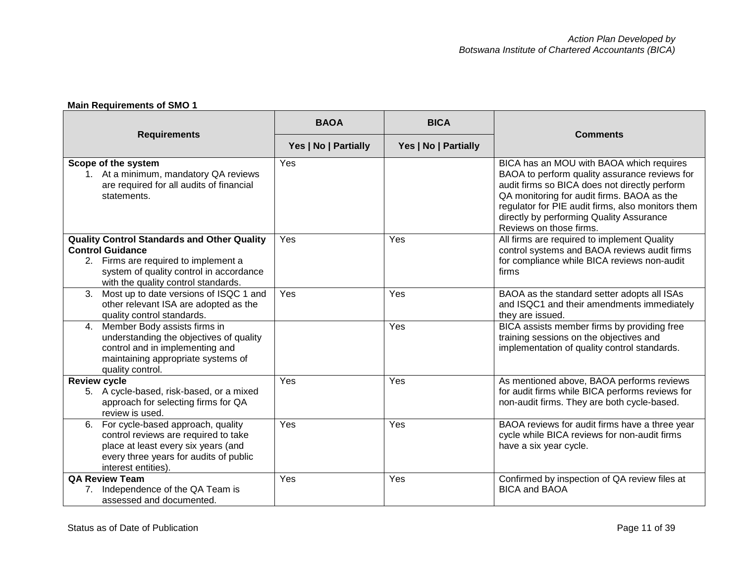**Main Requirements of SMO 1**

| Requirements | BAOA | BICA | Comments |
|---|---|---|---|
| | Yes \| No \| Partially | Yes \| No \| Partially | |
| **Scope of the system**<br>1. At a minimum, mandatory QA reviews are required for all audits of financial statements. | Yes | | BICA has an MOU with BAOA which requires BAOA to perform quality assurance reviews for audit firms so BICA does not directly perform QA monitoring for audit firms. BAOA as the regulator for PIE audit firms, also monitors them directly by performing Quality Assurance Reviews on those firms. |
| **Quality Control Standards and Other Quality Control Guidance**<br>2. Firms are required to implement a system of quality control in accordance with the quality control standards. | Yes | Yes | All firms are required to implement Quality control systems and BAOA reviews audit firms for compliance while BICA reviews non-audit firms |
| 3. Most up to date versions of ISQC 1 and other relevant ISA are adopted as the quality control standards. | Yes | Yes | BAOA as the standard setter adopts all ISAs and ISQC1 and their amendments immediately they are issued. |
| 4. Member Body assists firms in understanding the objectives of quality control and in implementing and maintaining appropriate systems of quality control. | | Yes | BICA assists member firms by providing free training sessions on the objectives and implementation of quality control standards. |
| **Review cycle**<br>5. A cycle-based, risk-based, or a mixed approach for selecting firms for QA review is used. | Yes | Yes | As mentioned above, BAOA performs reviews for audit firms while BICA performs reviews for non-audit firms. They are both cycle-based. |
| 6. For cycle-based approach, quality control reviews are required to take place at least every six years (and every three years for audits of public interest entities). | Yes | Yes | BAOA reviews for audit firms have a three year cycle while BICA reviews for non-audit firms have a six year cycle. |
| **QA Review Team**<br>7. Independence of the QA Team is assessed and documented. | Yes | Yes | Confirmed by inspection of QA review files at BICA and BAOA |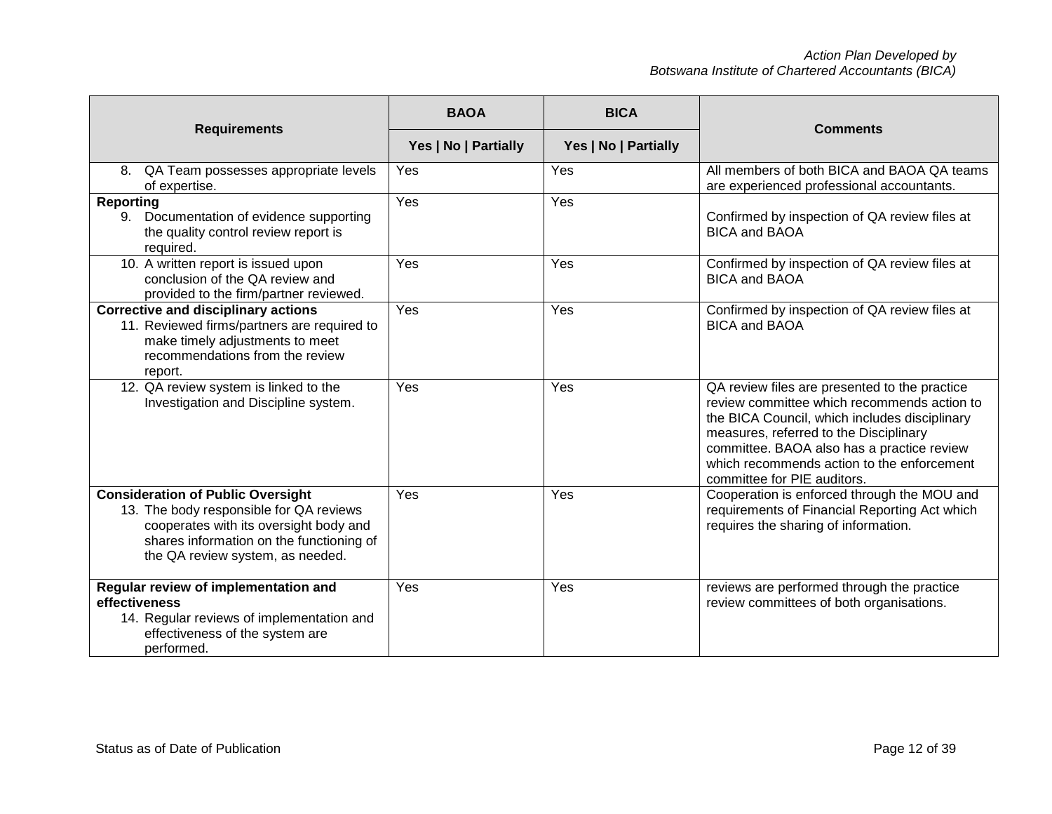| Requirements | BAOA | BICA | Comments |
|---|---|---|---|
| | Yes \| No \| Partially | Yes \| No \| Partially | |
| 8. QA Team possesses appropriate levels of expertise. | Yes | Yes | All members of both BICA and BAOA QA teams are experienced professional accountants. |
| **Reporting**<br>9. Documentation of evidence supporting the quality control review report is required. | Yes | Yes | Confirmed by inspection of QA review files at BICA and BAOA |
| 10. A written report is issued upon conclusion of the QA review and provided to the firm/partner reviewed. | Yes | Yes | Confirmed by inspection of QA review files at BICA and BAOA |
| **Corrective and disciplinary actions**<br>11. Reviewed firms/partners are required to make timely adjustments to meet recommendations from the review report. | Yes | Yes | Confirmed by inspection of QA review files at BICA and BAOA |
| 12. QA review system is linked to the Investigation and Discipline system. | Yes | Yes | QA review files are presented to the practice review committee which recommends action to the BICA Council, which includes disciplinary measures, referred to the Disciplinary committee. BAOA also has a practice review which recommends action to the enforcement committee for PIE auditors. |
| **Consideration of Public Oversight**<br>13. The body responsible for QA reviews cooperates with its oversight body and shares information on the functioning of the QA review system, as needed. | Yes | Yes | Cooperation is enforced through the MOU and requirements of Financial Reporting Act which requires the sharing of information. |
| **Regular review of implementation and effectiveness**<br>14. Regular reviews of implementation and effectiveness of the system are performed. | Yes | Yes | reviews are performed through the practice review committees of both organisations. |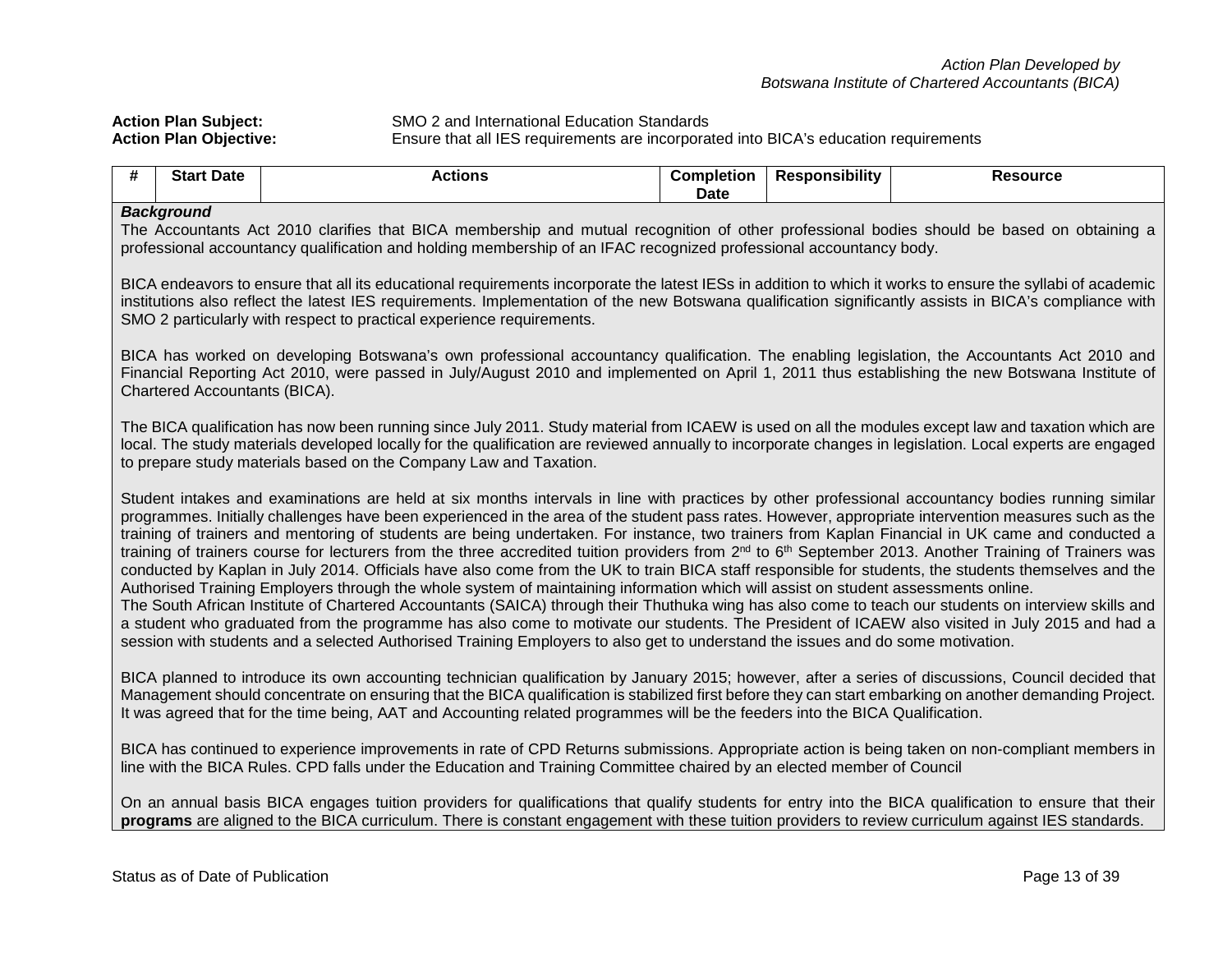*Action Plan Developed by*
*Botswana Institute of Chartered Accountants (BICA)*

**Action Plan Subject:** SMO 2 and International Education Standards
**Action Plan Objective:** Ensure that all IES requirements are incorporated into BICA's education requirements

| # | Start Date | Actions | Completion Date | Responsibility | Resource |
|---|---|---|---|---|---|

***Background***

The Accountants Act 2010 clarifies that BICA membership and mutual recognition of other professional bodies should be based on obtaining a professional accountancy qualification and holding membership of an IFAC recognized professional accountancy body.

BICA endeavors to ensure that all its educational requirements incorporate the latest IESs in addition to which it works to ensure the syllabi of academic institutions also reflect the latest IES requirements. Implementation of the new Botswana qualification significantly assists in BICA's compliance with SMO 2 particularly with respect to practical experience requirements.

BICA has worked on developing Botswana's own professional accountancy qualification. The enabling legislation, the Accountants Act 2010 and Financial Reporting Act 2010, were passed in July/August 2010 and implemented on April 1, 2011 thus establishing the new Botswana Institute of Chartered Accountants (BICA).

The BICA qualification has now been running since July 2011. Study material from ICAEW is used on all the modules except law and taxation which are local. The study materials developed locally for the qualification are reviewed annually to incorporate changes in legislation. Local experts are engaged to prepare study materials based on the Company Law and Taxation.

Student intakes and examinations are held at six months intervals in line with practices by other professional accountancy bodies running similar programmes. Initially challenges have been experienced in the area of the student pass rates. However, appropriate intervention measures such as the training of trainers and mentoring of students are being undertaken. For instance, two trainers from Kaplan Financial in UK came and conducted a training of trainers course for lecturers from the three accredited tuition providers from 2nd to 6th September 2013. Another Training of Trainers was conducted by Kaplan in July 2014. Officials have also come from the UK to train BICA staff responsible for students, the students themselves and the Authorised Training Employers through the whole system of maintaining information which will assist on student assessments online.
The South African Institute of Chartered Accountants (SAICA) through their Thuthuka wing has also come to teach our students on interview skills and a student who graduated from the programme has also come to motivate our students. The President of ICAEW also visited in July 2015 and had a session with students and a selected Authorised Training Employers to also get to understand the issues and do some motivation.

BICA planned to introduce its own accounting technician qualification by January 2015; however, after a series of discussions, Council decided that Management should concentrate on ensuring that the BICA qualification is stabilized first before they can start embarking on another demanding Project. It was agreed that for the time being, AAT and Accounting related programmes will be the feeders into the BICA Qualification.

BICA has continued to experience improvements in rate of CPD Returns submissions. Appropriate action is being taken on non-compliant members in line with the BICA Rules. CPD falls under the Education and Training Committee chaired by an elected member of Council

On an annual basis BICA engages tuition providers for qualifications that qualify students for entry into the BICA qualification to ensure that their **programs** are aligned to the BICA curriculum. There is constant engagement with these tuition providers to review curriculum against IES standards.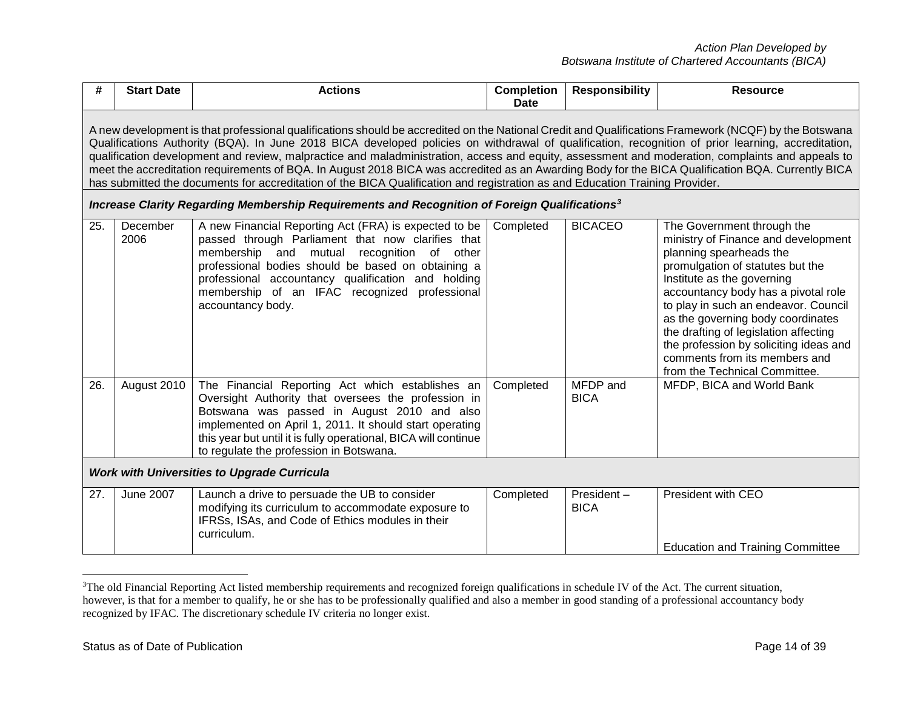| # | Start Date | Actions | Completion Date | Responsibility | Resource |
|---|---|---|---|---|---|
| A new development is that professional qualifications should be accredited on the National Credit and Qualifications Framework (NCQF) by the Botswana Qualifications Authority (BQA). In June 2018 BICA developed policies on withdrawal of qualification, recognition of prior learning, accreditation, qualification development and review, malpractice and maladministration, access and equity, assessment and moderation, complaints and appeals to meet the accreditation requirements of BQA. In August 2018 BICA was accredited as an Awarding Body for the BICA Qualification BQA. Currently BICA has submitted the documents for accreditation of the BICA Qualification and registration as and Education Training Provider. | | | | | |
| ***Increase Clarity Regarding Membership Requirements and Recognition of Foreign Qualifications[3]*** | | | | | |
| 25. | December 2006 | A new Financial Reporting Act (FRA) is expected to be passed through Parliament that now clarifies that membership and mutual recognition of other professional bodies should be based on obtaining a professional accountancy qualification and holding membership of an IFAC recognized professional accountancy body. | Completed | BICACEO | The Government through the ministry of Finance and development planning spearheads the promulgation of statutes but the Institute as the governing accountancy body has a pivotal role to play in such an endeavor. Council as the governing body coordinates the drafting of legislation affecting the profession by soliciting ideas and comments from its members and from the Technical Committee. |
| 26. | August 2010 | The Financial Reporting Act which establishes an Oversight Authority that oversees the profession in Botswana was passed in August 2010 and also implemented on April 1, 2011. It should start operating this year but until it is fully operational, BICA will continue to regulate the profession in Botswana. | Completed | MFDP and BICA | MFDP, BICA and World Bank |
| ***Work with Universities to Upgrade Curricula*** | | | | | |
| 27. | June 2007 | Launch a drive to persuade the UB to consider modifying its curriculum to accommodate exposure to IFRSs, ISAs, and Code of Ethics modules in their curriculum. | Completed | President – BICA | President with CEO<br><br>Education and Training Committee |

[3]The old Financial Reporting Act listed membership requirements and recognized foreign qualifications in schedule IV of the Act. The current situation, however, is that for a member to qualify, he or she has to be professionally qualified and also a member in good standing of a professional accountancy body recognized by IFAC. The discretionary schedule IV criteria no longer exist.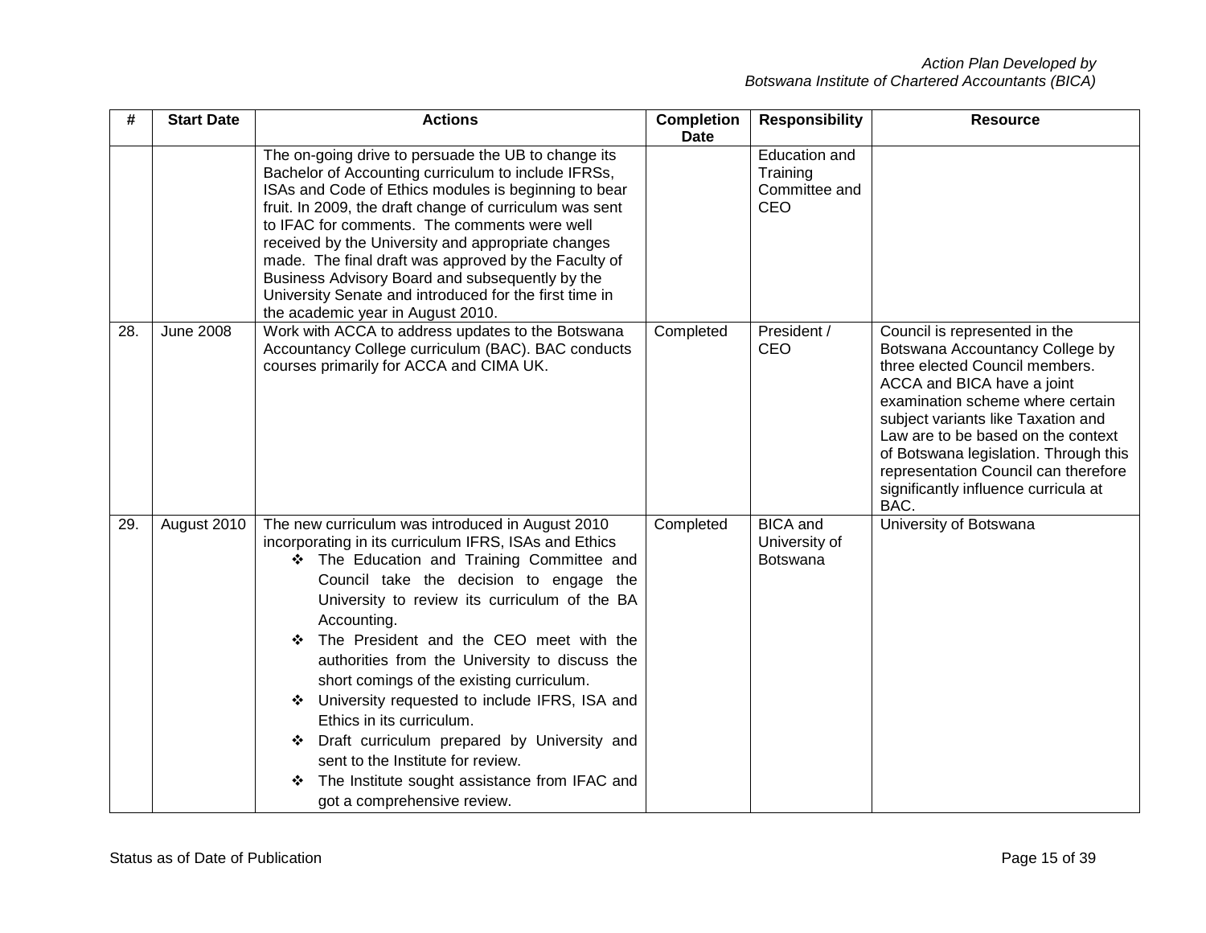| # | Start Date | Actions | Completion Date | Responsibility | Resource |
|---|---|---|---|---|---|
| | | The on-going drive to persuade the UB to change its Bachelor of Accounting curriculum to include IFRSs, ISAs and Code of Ethics modules is beginning to bear fruit. In 2009, the draft change of curriculum was sent to IFAC for comments. The comments were well received by the University and appropriate changes made. The final draft was approved by the Faculty of Business Advisory Board and subsequently by the University Senate and introduced for the first time in the academic year in August 2010. | | Education and Training Committee and CEO | |
| 28. | June 2008 | Work with ACCA to address updates to the Botswana Accountancy College curriculum (BAC). BAC conducts courses primarily for ACCA and CIMA UK. | Completed | President / CEO | Council is represented in the Botswana Accountancy College by three elected Council members. ACCA and BICA have a joint examination scheme where certain subject variants like Taxation and Law are to be based on the context of Botswana legislation. Through this representation Council can therefore significantly influence curricula at BAC. |
| 29. | August 2010 | The new curriculum was introduced in August 2010 incorporating in its curriculum IFRS, ISAs and Ethics<br>❖ The Education and Training Committee and Council take the decision to engage the University to review its curriculum of the BA Accounting.<br>❖ The President and the CEO meet with the authorities from the University to discuss the short comings of the existing curriculum.<br>❖ University requested to include IFRS, ISA and Ethics in its curriculum.<br>❖ Draft curriculum prepared by University and sent to the Institute for review.<br>❖ The Institute sought assistance from IFAC and got a comprehensive review. | Completed | BICA and University of Botswana | University of Botswana |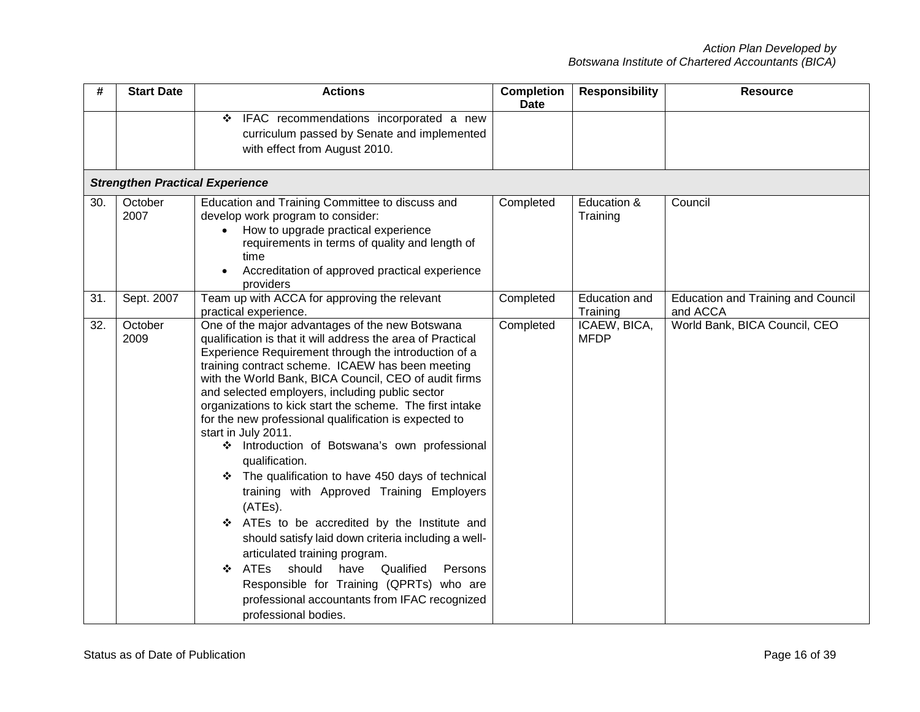| # | Start Date | Actions | Completion Date | Responsibility | Resource |
|---|---|---|---|---|---|
| | | ❖ IFAC recommendations incorporated a new curriculum passed by Senate and implemented with effect from August 2010. | | | |
| ***Strengthen Practical Experience*** | | | | | |
| 30. | October 2007 | Education and Training Committee to discuss and develop work program to consider:<br>• How to upgrade practical experience requirements in terms of quality and length of time<br>• Accreditation of approved practical experience providers | Completed | Education & Training | Council |
| 31. | Sept. 2007 | Team up with ACCA for approving the relevant practical experience. | Completed | Education and Training | Education and Training and Council and ACCA |
| 32. | October 2009 | One of the major advantages of the new Botswana qualification is that it will address the area of Practical Experience Requirement through the introduction of a training contract scheme. ICAEW has been meeting with the World Bank, BICA Council, CEO of audit firms and selected employers, including public sector organizations to kick start the scheme. The first intake for the new professional qualification is expected to start in July 2011.<br>❖ Introduction of Botswana's own professional qualification.<br>❖ The qualification to have 450 days of technical training with Approved Training Employers (ATEs).<br>❖ ATEs to be accredited by the Institute and should satisfy laid down criteria including a well-articulated training program.<br>❖ ATEs should have Qualified Persons Responsible for Training (QPRTs) who are professional accountants from IFAC recognized professional bodies. | Completed | ICAEW, BICA, MFDP | World Bank, BICA Council, CEO |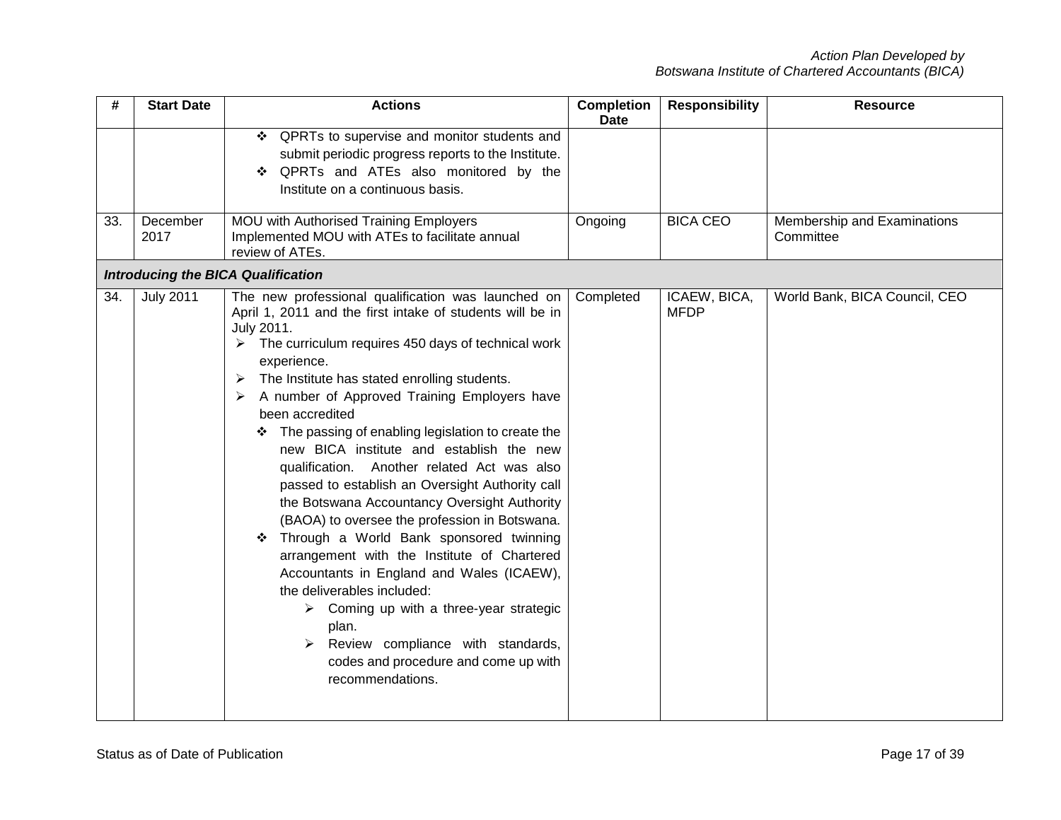| # | Start Date | Actions | Completion Date | Responsibility | Resource |
|---|---|---|---|---|---|
| | | ❖ QPRTs to supervise and monitor students and submit periodic progress reports to the Institute.<br>❖ QPRTs and ATEs also monitored by the Institute on a continuous basis. | | | |
| 33. | December 2017 | MOU with Authorised Training Employers<br>Implemented MOU with ATEs to facilitate annual review of ATEs. | Ongoing | BICA CEO | Membership and Examinations Committee |
| ***Introducing the BICA Qualification*** | | | | | |
| 34. | July 2011 | The new professional qualification was launched on April 1, 2011 and the first intake of students will be in July 2011.<br>➢ The curriculum requires 450 days of technical work experience.<br>➢ The Institute has stated enrolling students.<br>➢ A number of Approved Training Employers have been accredited<br>❖ The passing of enabling legislation to create the new BICA institute and establish the new qualification. Another related Act was also passed to establish an Oversight Authority call the Botswana Accountancy Oversight Authority (BAOA) to oversee the profession in Botswana.<br>❖ Through a World Bank sponsored twinning arrangement with the Institute of Chartered Accountants in England and Wales (ICAEW), the deliverables included:<br>➢ Coming up with a three-year strategic plan.<br>➢ Review compliance with standards, codes and procedure and come up with recommendations. | Completed | ICAEW, BICA, MFDP | World Bank, BICA Council, CEO |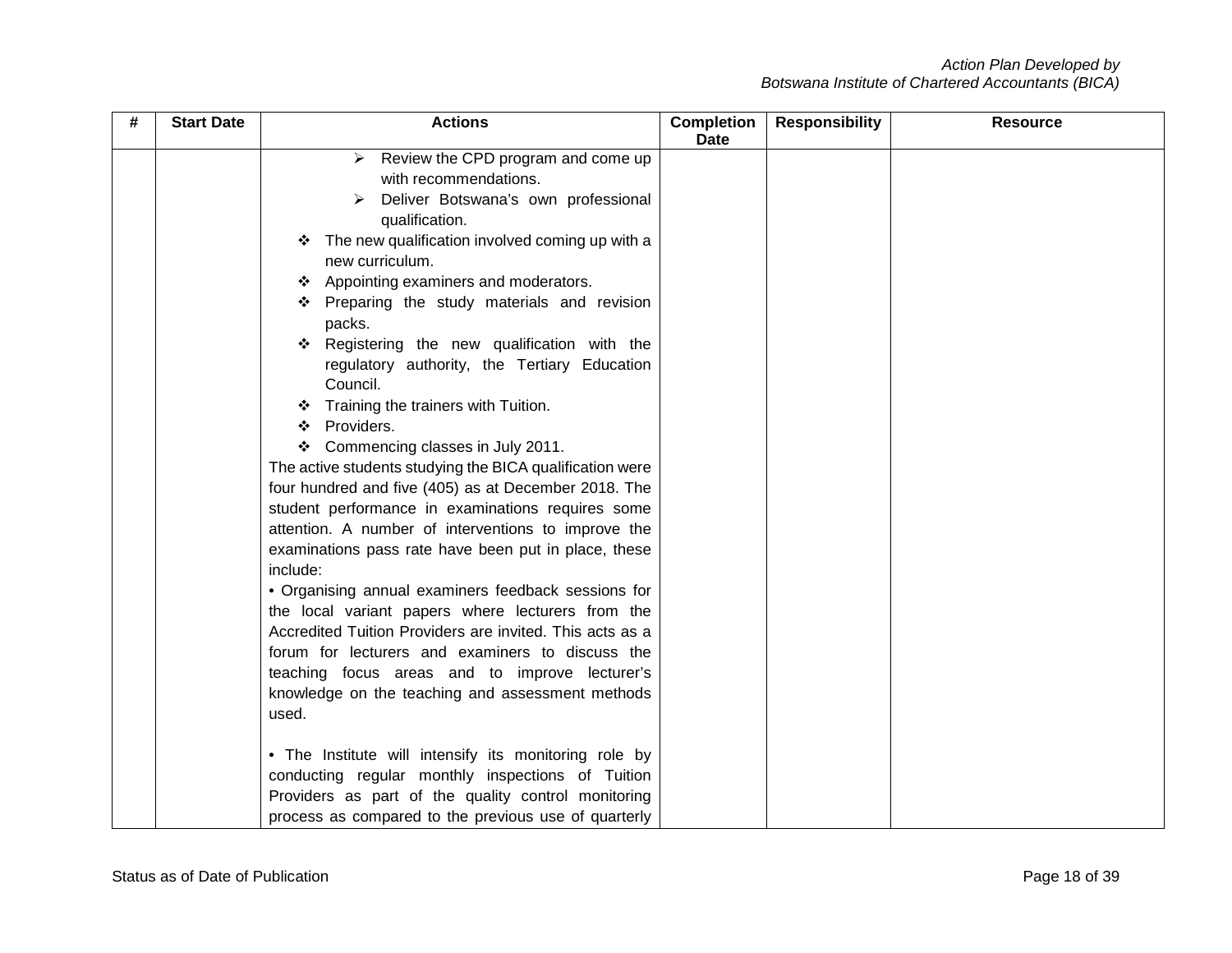| # | Start Date | Actions | Completion Date | Responsibility | Resource |
|---|---|---|---|---|---|
| | | ➢ Review the CPD program and come up with recommendations.<br>➢ Deliver Botswana's own professional qualification.<br>❖ The new qualification involved coming up with a new curriculum.<br>❖ Appointing examiners and moderators.<br>❖ Preparing the study materials and revision packs.<br>❖ Registering the new qualification with the regulatory authority, the Tertiary Education Council.<br>❖ Training the trainers with Tuition.<br>❖ Providers.<br>❖ Commencing classes in July 2011.<br>The active students studying the BICA qualification were four hundred and five (405) as at December 2018. The student performance in examinations requires some attention. A number of interventions to improve the examinations pass rate have been put in place, these include:<br>• Organising annual examiners feedback sessions for the local variant papers where lecturers from the Accredited Tuition Providers are invited. This acts as a forum for lecturers and examiners to discuss the teaching focus areas and to improve lecturer's knowledge on the teaching and assessment methods used.<br><br>• The Institute will intensify its monitoring role by conducting regular monthly inspections of Tuition Providers as part of the quality control monitoring process as compared to the previous use of quarterly | | | |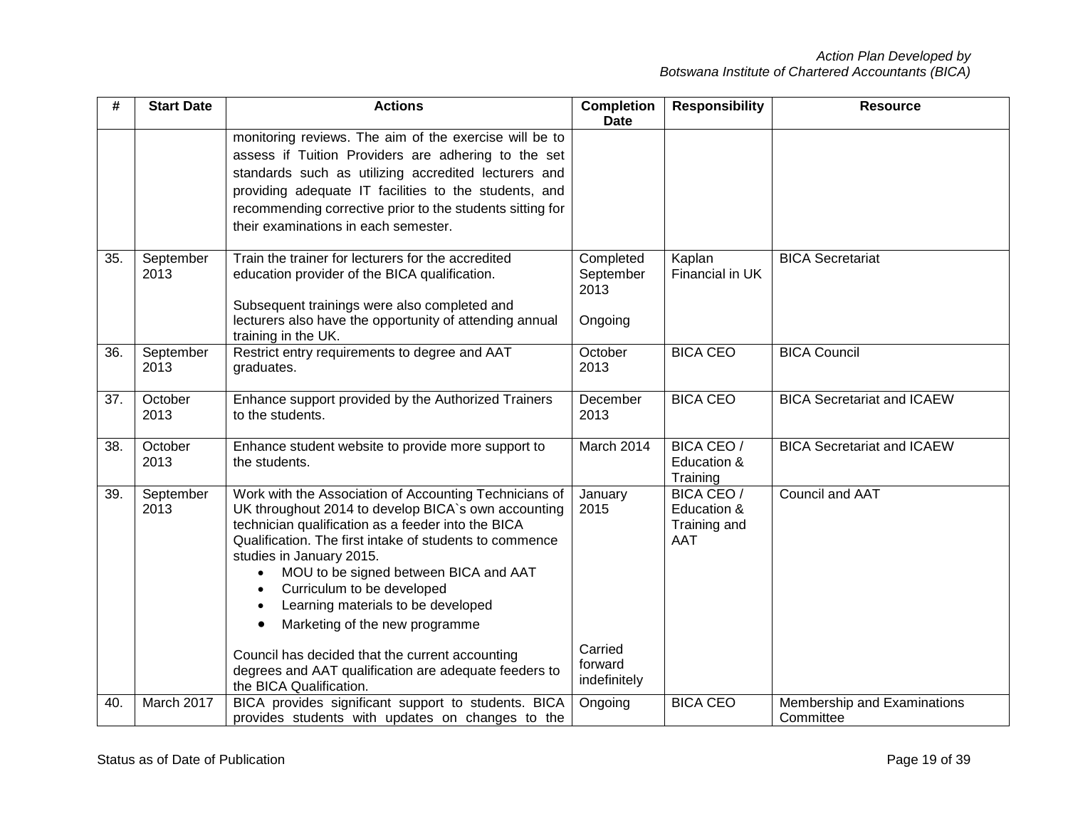| # | Start Date | Actions | Completion Date | Responsibility | Resource |
|---|---|---|---|---|---|
| | | monitoring reviews. The aim of the exercise will be to assess if Tuition Providers are adhering to the set standards such as utilizing accredited lecturers and providing adequate IT facilities to the students, and recommending corrective prior to the students sitting for their examinations in each semester. | | | |
| 35. | September 2013 | Train the trainer for lecturers for the accredited education provider of the BICA qualification.<br><br>Subsequent trainings were also completed and lecturers also have the opportunity of attending annual training in the UK. | Completed September 2013<br><br>Ongoing | Kaplan Financial in UK | BICA Secretariat |
| 36. | September 2013 | Restrict entry requirements to degree and AAT graduates. | October 2013 | BICA CEO | BICA Council |
| 37. | October 2013 | Enhance support provided by the Authorized Trainers to the students. | December 2013 | BICA CEO | BICA Secretariat and ICAEW |
| 38. | October 2013 | Enhance student website to provide more support to the students. | March 2014 | BICA CEO / Education & Training | BICA Secretariat and ICAEW |
| 39. | September 2013 | Work with the Association of Accounting Technicians of UK throughout 2014 to develop BICA`s own accounting technician qualification as a feeder into the BICA Qualification. The first intake of students to commence studies in January 2015.<br>• MOU to be signed between BICA and AAT<br>• Curriculum to be developed<br>• Learning materials to be developed<br>• Marketing of the new programme<br><br>Council has decided that the current accounting degrees and AAT qualification are adequate feeders to the BICA Qualification. | January 2015<br><br>Carried forward indefinitely | BICA CEO / Education & Training and AAT | Council and AAT |
| 40. | March 2017 | BICA provides significant support to students. BICA provides students with updates on changes to the | Ongoing | BICA CEO | Membership and Examinations Committee |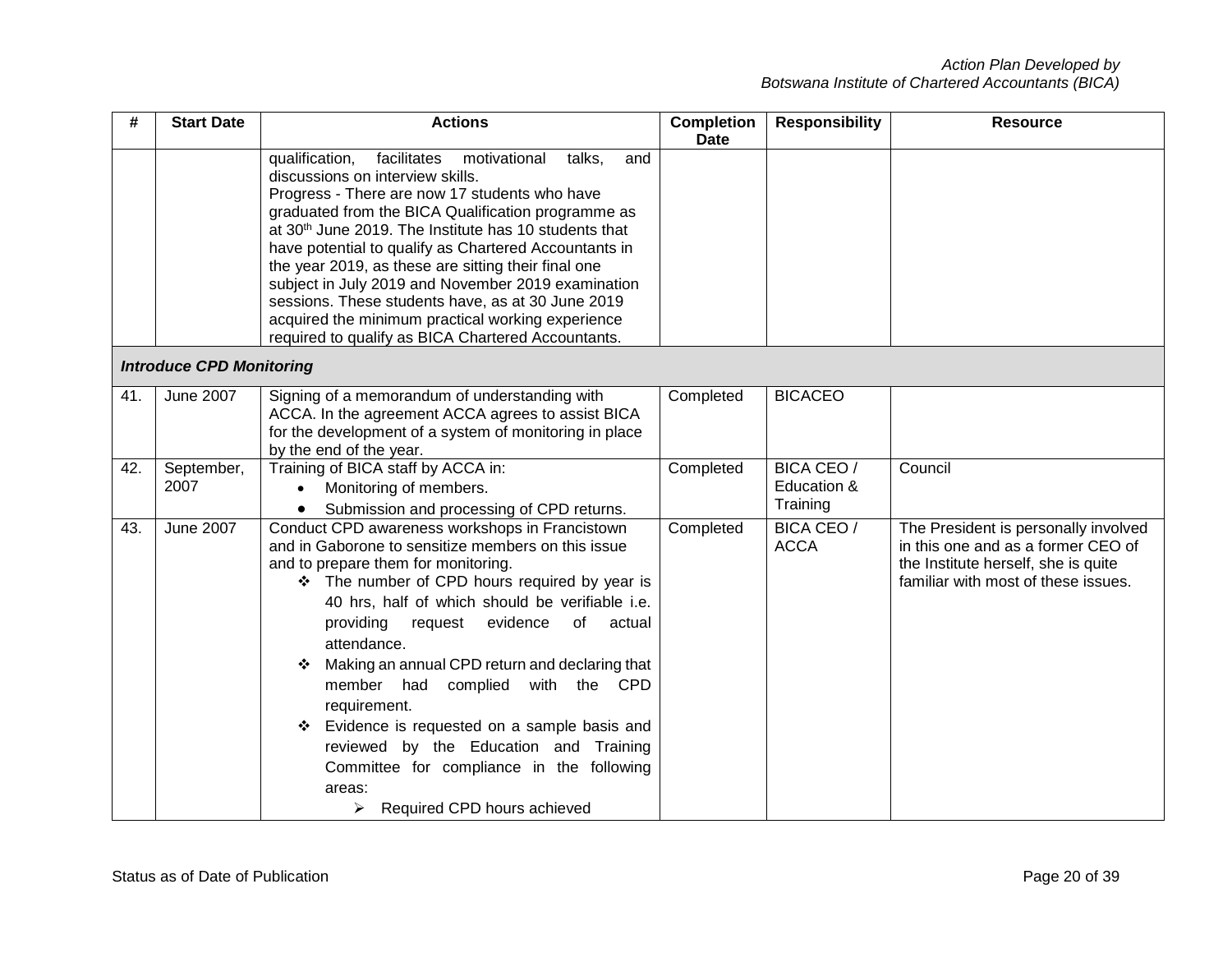| # | Start Date | Actions | Completion Date | Responsibility | Resource |
|---|---|---|---|---|---|
| | | qualification, facilitates motivational talks, and discussions on interview skills.<br>Progress - There are now 17 students who have graduated from the BICA Qualification programme as at 30th June 2019. The Institute has 10 students that have potential to qualify as Chartered Accountants in the year 2019, as these are sitting their final one subject in July 2019 and November 2019 examination sessions. These students have, as at 30 June 2019 acquired the minimum practical working experience required to qualify as BICA Chartered Accountants. | | | |
| ***Introduce CPD Monitoring*** | | | | | |
| 41. | June 2007 | Signing of a memorandum of understanding with ACCA. In the agreement ACCA agrees to assist BICA for the development of a system of monitoring in place by the end of the year. | Completed | BICACEO | |
| 42. | September, 2007 | Training of BICA staff by ACCA in:<br>• Monitoring of members.<br>• Submission and processing of CPD returns. | Completed | BICA CEO / Education & Training | Council |
| 43. | June 2007 | Conduct CPD awareness workshops in Francistown and in Gaborone to sensitize members on this issue and to prepare them for monitoring.<br>❖ The number of CPD hours required by year is 40 hrs, half of which should be verifiable i.e. providing request evidence of actual attendance.<br>❖ Making an annual CPD return and declaring that member had complied with the CPD requirement.<br>❖ Evidence is requested on a sample basis and reviewed by the Education and Training Committee for compliance in the following areas:<br>➢ Required CPD hours achieved | Completed | BICA CEO / ACCA | The President is personally involved in this one and as a former CEO of the Institute herself, she is quite familiar with most of these issues. |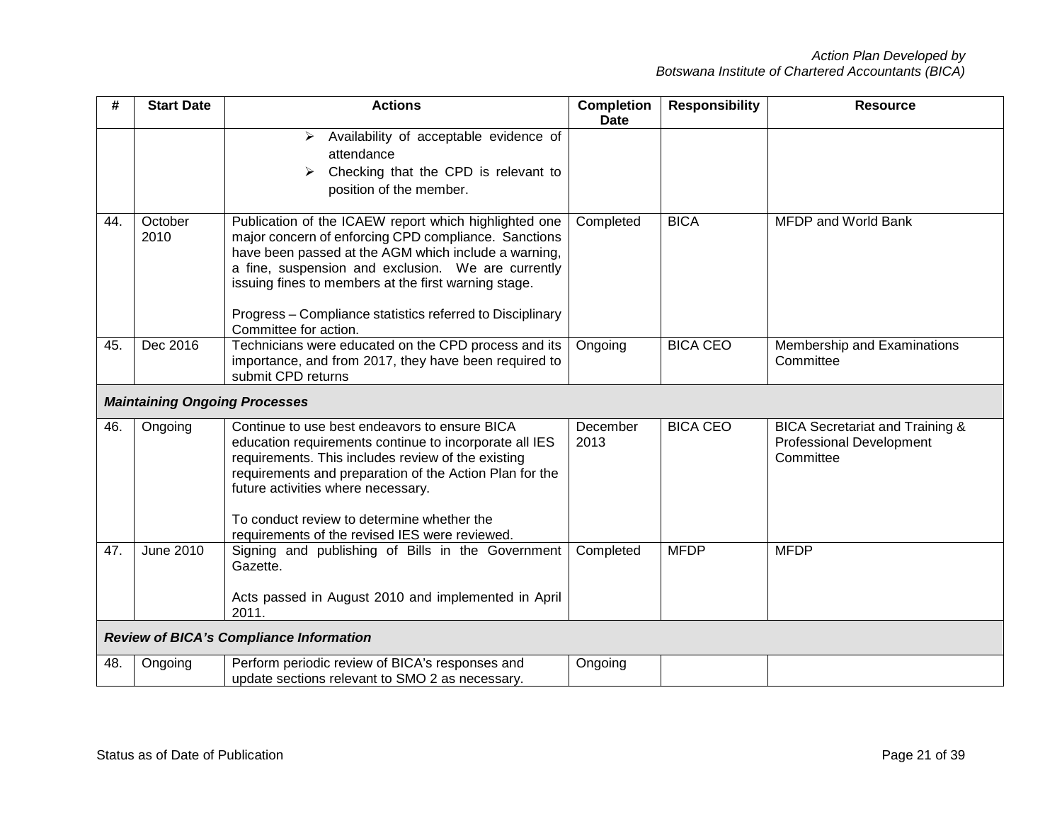| # | Start Date | Actions | Completion Date | Responsibility | Resource |
|---|---|---|---|---|---|
| | | ➢ Availability of acceptable evidence of attendance<br>➢ Checking that the CPD is relevant to position of the member. | | | |
| 44. | October 2010 | Publication of the ICAEW report which highlighted one major concern of enforcing CPD compliance. Sanctions have been passed at the AGM which include a warning, a fine, suspension and exclusion. We are currently issuing fines to members at the first warning stage.<br><br>Progress – Compliance statistics referred to Disciplinary Committee for action. | Completed | BICA | MFDP and World Bank |
| 45. | Dec 2016 | Technicians were educated on the CPD process and its importance, and from 2017, they have been required to submit CPD returns | Ongoing | BICA CEO | Membership and Examinations Committee |
| ***Maintaining Ongoing Processes*** | | | | | |
| 46. | Ongoing | Continue to use best endeavors to ensure BICA education requirements continue to incorporate all IES requirements. This includes review of the existing requirements and preparation of the Action Plan for the future activities where necessary.<br><br>To conduct review to determine whether the requirements of the revised IES were reviewed. | December 2013 | BICA CEO | BICA Secretariat and Training & Professional Development Committee |
| 47. | June 2010 | Signing and publishing of Bills in the Government Gazette.<br><br>Acts passed in August 2010 and implemented in April 2011. | Completed | MFDP | MFDP |
| ***Review of BICA's Compliance Information*** | | | | | |
| 48. | Ongoing | Perform periodic review of BICA's responses and update sections relevant to SMO 2 as necessary. | Ongoing | | |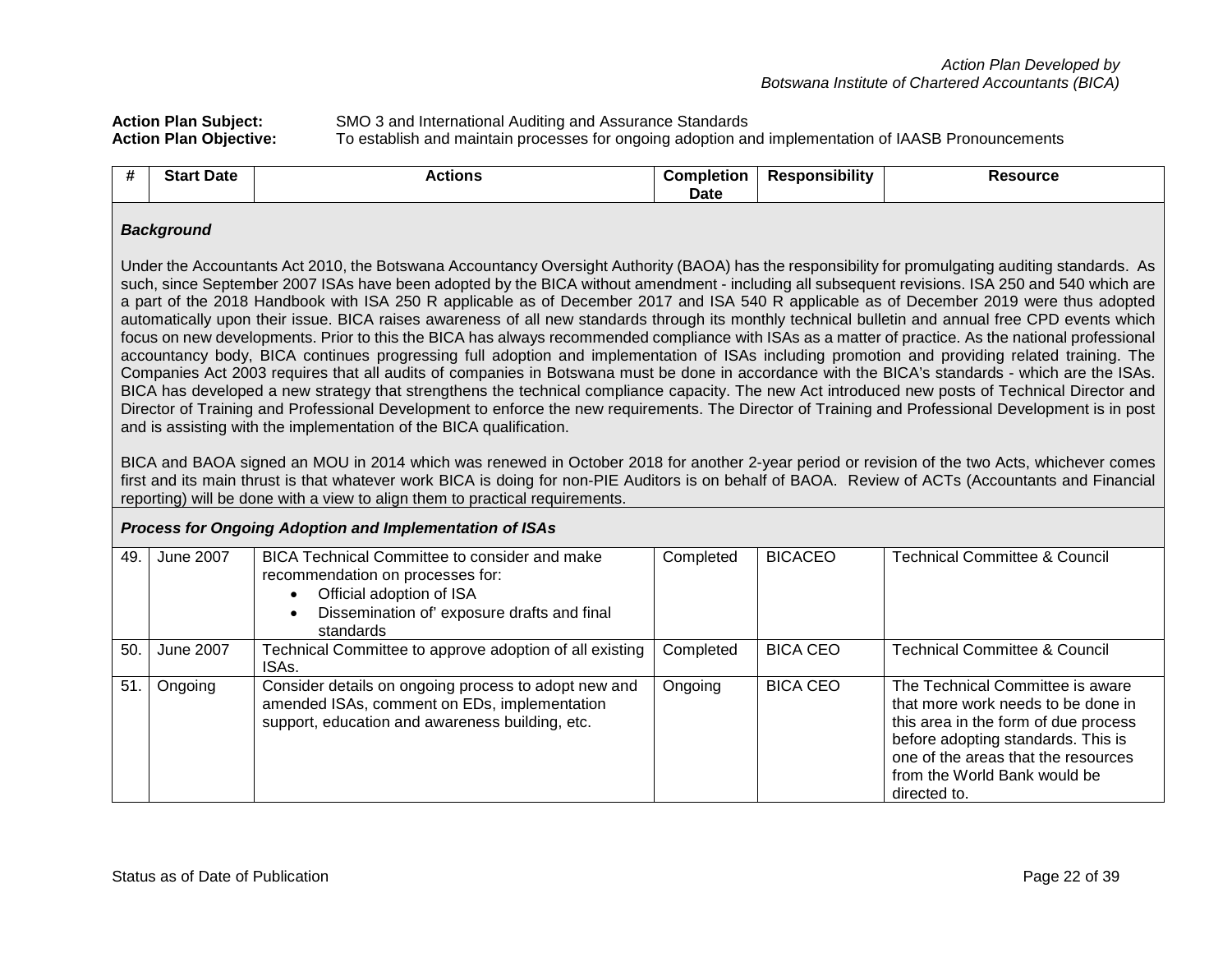*Action Plan Developed by*
*Botswana Institute of Chartered Accountants (BICA)*

**Action Plan Subject:** SMO 3 and International Auditing and Assurance Standards
**Action Plan Objective:** To establish and maintain processes for ongoing adoption and implementation of IAASB Pronouncements

| # | Start Date | Actions | Completion Date | Responsibility | Resource |
|---|---|---|---|---|---|
| ***Background*** | | | | | |

Under the Accountants Act 2010, the Botswana Accountancy Oversight Authority (BAOA) has the responsibility for promulgating auditing standards. As such, since September 2007 ISAs have been adopted by the BICA without amendment - including all subsequent revisions. ISA 250 and 540 which are a part of the 2018 Handbook with ISA 250 R applicable as of December 2017 and ISA 540 R applicable as of December 2019 were thus adopted automatically upon their issue. BICA raises awareness of all new standards through its monthly technical bulletin and annual free CPD events which focus on new developments. Prior to this the BICA has always recommended compliance with ISAs as a matter of practice. As the national professional accountancy body, BICA continues progressing full adoption and implementation of ISAs including promotion and providing related training. The Companies Act 2003 requires that all audits of companies in Botswana must be done in accordance with the BICA's standards - which are the ISAs. BICA has developed a new strategy that strengthens the technical compliance capacity. The new Act introduced new posts of Technical Director and Director of Training and Professional Development to enforce the new requirements. The Director of Training and Professional Development is in post and is assisting with the implementation of the BICA qualification.

BICA and BAOA signed an MOU in 2014 which was renewed in October 2018 for another 2-year period or revision of the two Acts, whichever comes first and its main thrust is that whatever work BICA is doing for non-PIE Auditors is on behalf of BAOA. Review of ACTs (Accountants and Financial reporting) will be done with a view to align them to practical requirements.

***Process for Ongoing Adoption and Implementation of ISAs***

| # | Start Date | Actions | Completion Date | Responsibility | Resource |
|---|---|---|---|---|---|
| 49. | June 2007 | BICA Technical Committee to consider and make recommendation on processes for:<br>• Official adoption of ISA<br>• Dissemination of' exposure drafts and final standards | Completed | BICACEO | Technical Committee & Council |
| 50. | June 2007 | Technical Committee to approve adoption of all existing ISAs. | Completed | BICA CEO | Technical Committee & Council |
| 51. | Ongoing | Consider details on ongoing process to adopt new and amended ISAs, comment on EDs, implementation support, education and awareness building, etc. | Ongoing | BICA CEO | The Technical Committee is aware that more work needs to be done in this area in the form of due process before adopting standards. This is one of the areas that the resources from the World Bank would be directed to. |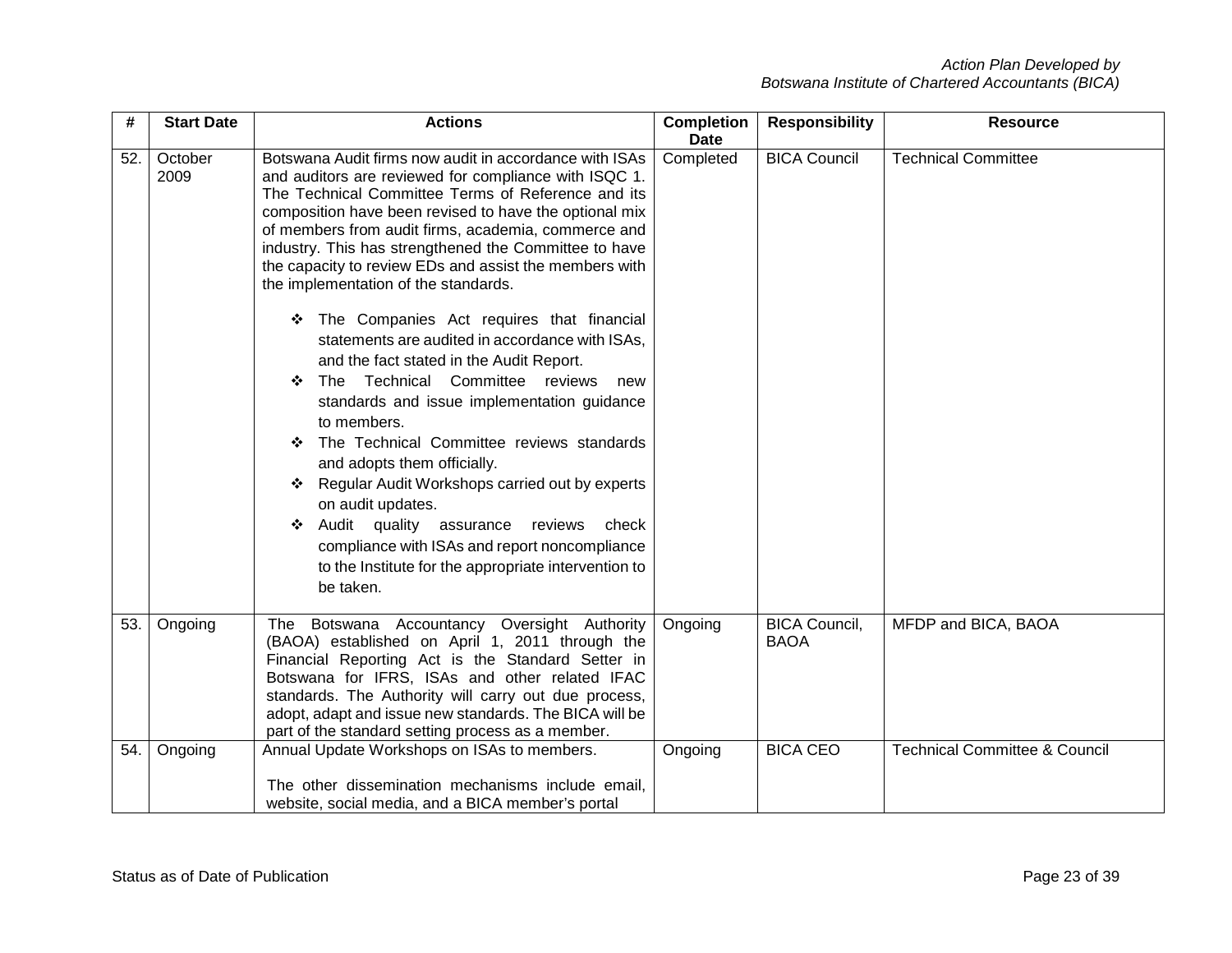| # | Start Date | Actions | Completion Date | Responsibility | Resource |
|---|---|---|---|---|---|
| 52. | October 2009 | Botswana Audit firms now audit in accordance with ISAs and auditors are reviewed for compliance with ISQC 1. The Technical Committee Terms of Reference and its composition have been revised to have the optional mix of members from audit firms, academia, commerce and industry. This has strengthened the Committee to have the capacity to review EDs and assist the members with the implementation of the standards.<br><br>❖ The Companies Act requires that financial statements are audited in accordance with ISAs, and the fact stated in the Audit Report.<br>❖ The Technical Committee reviews new standards and issue implementation guidance to members.<br>❖ The Technical Committee reviews standards and adopts them officially.<br>❖ Regular Audit Workshops carried out by experts on audit updates.<br>❖ Audit quality assurance reviews check compliance with ISAs and report noncompliance to the Institute for the appropriate intervention to be taken. | Completed | BICA Council | Technical Committee |
| 53. | Ongoing | The Botswana Accountancy Oversight Authority (BAOA) established on April 1, 2011 through the Financial Reporting Act is the Standard Setter in Botswana for IFRS, ISAs and other related IFAC standards. The Authority will carry out due process, adopt, adapt and issue new standards. The BICA will be part of the standard setting process as a member. | Ongoing | BICA Council, BAOA | MFDP and BICA, BAOA |
| 54. | Ongoing | Annual Update Workshops on ISAs to members.<br><br>The other dissemination mechanisms include email, website, social media, and a BICA member's portal | Ongoing | BICA CEO | Technical Committee & Council |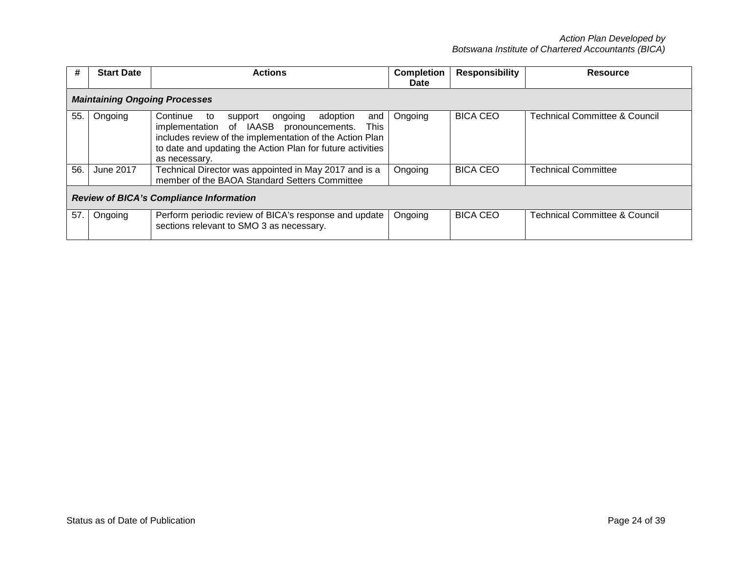| # | Start Date | Actions | Completion Date | Responsibility | Resource |
|---|---|---|---|---|---|
| ***Maintaining Ongoing Processes*** | | | | | |
| 55. | Ongoing | Continue to support ongoing adoption and implementation of IAASB pronouncements. This includes review of the implementation of the Action Plan to date and updating the Action Plan for future activities as necessary. | Ongoing | BICA CEO | Technical Committee & Council |
| 56. | June 2017 | Technical Director was appointed in May 2017 and is a member of the BAOA Standard Setters Committee | Ongoing | BICA CEO | Technical Committee |
| ***Review of BICA's Compliance Information*** | | | | | |
| 57. | Ongoing | Perform periodic review of BICA's response and update sections relevant to SMO 3 as necessary. | Ongoing | BICA CEO | Technical Committee & Council |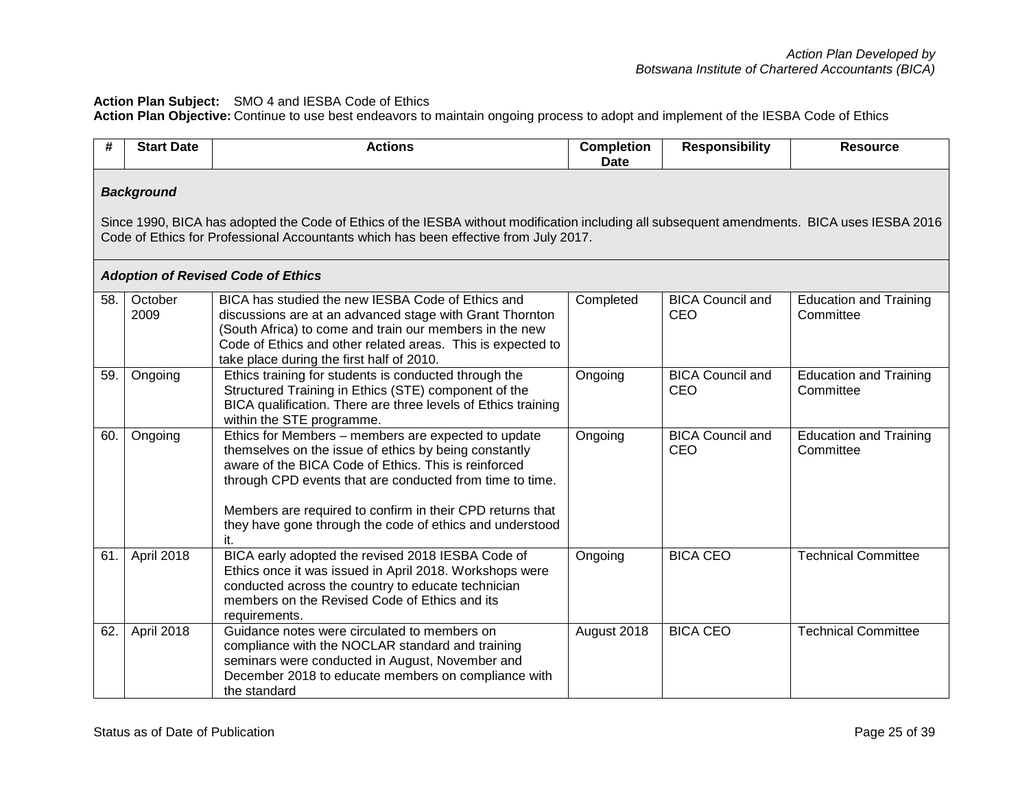*Action Plan Developed by*
*Botswana Institute of Chartered Accountants (BICA)*

**Action Plan Subject:** SMO 4 and IESBA Code of Ethics
**Action Plan Objective:** Continue to use best endeavors to maintain ongoing process to adopt and implement of the IESBA Code of Ethics

| # | Start Date | Actions | Completion Date | Responsibility | Resource |
|---|---|---|---|---|---|
| ***Background*** Since 1990, BICA has adopted the Code of Ethics of the IESBA without modification including all subsequent amendments. BICA uses IESBA 2016 Code of Ethics for Professional Accountants which has been effective from July 2017. | | | | | |
| ***Adoption of Revised Code of Ethics*** | | | | | |
| 58. | October 2009 | BICA has studied the new IESBA Code of Ethics and discussions are at an advanced stage with Grant Thornton (South Africa) to come and train our members in the new Code of Ethics and other related areas. This is expected to take place during the first half of 2010. | Completed | BICA Council and CEO | Education and Training Committee |
| 59. | Ongoing | Ethics training for students is conducted through the Structured Training in Ethics (STE) component of the BICA qualification. There are three levels of Ethics training within the STE programme. | Ongoing | BICA Council and CEO | Education and Training Committee |
| 60. | Ongoing | Ethics for Members – members are expected to update themselves on the issue of ethics by being constantly aware of the BICA Code of Ethics. This is reinforced through CPD events that are conducted from time to time.<br><br>Members are required to confirm in their CPD returns that they have gone through the code of ethics and understood it. | Ongoing | BICA Council and CEO | Education and Training Committee |
| 61. | April 2018 | BICA early adopted the revised 2018 IESBA Code of Ethics once it was issued in April 2018. Workshops were conducted across the country to educate technician members on the Revised Code of Ethics and its requirements. | Ongoing | BICA CEO | Technical Committee |
| 62. | April 2018 | Guidance notes were circulated to members on compliance with the NOCLAR standard and training seminars were conducted in August, November and December 2018 to educate members on compliance with the standard | August 2018 | BICA CEO | Technical Committee |

Status as of Date of Publication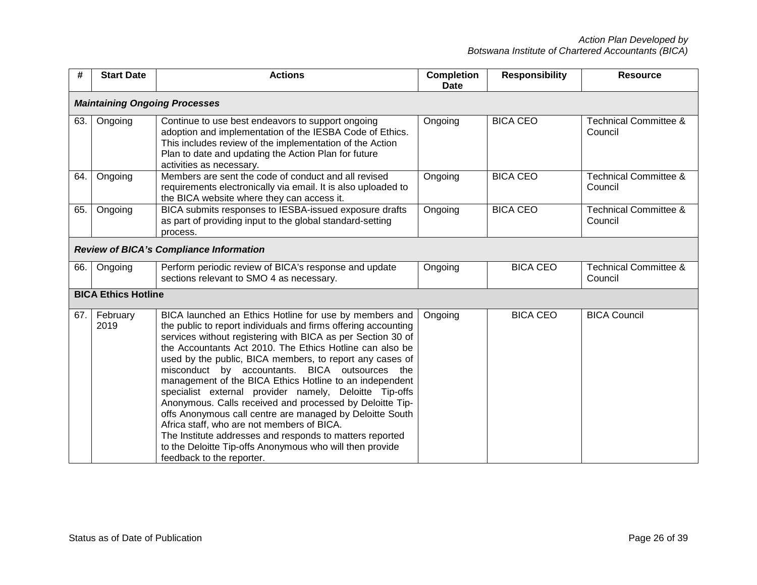| # | Start Date | Actions | Completion Date | Responsibility | Resource |
|---|---|---|---|---|---|
| ***Maintaining Ongoing Processes*** | | | | | |
| 63. | Ongoing | Continue to use best endeavors to support ongoing adoption and implementation of the IESBA Code of Ethics. This includes review of the implementation of the Action Plan to date and updating the Action Plan for future activities as necessary. | Ongoing | BICA CEO | Technical Committee & Council |
| 64. | Ongoing | Members are sent the code of conduct and all revised requirements electronically via email. It is also uploaded to the BICA website where they can access it. | Ongoing | BICA CEO | Technical Committee & Council |
| 65. | Ongoing | BICA submits responses to IESBA-issued exposure drafts as part of providing input to the global standard-setting process. | Ongoing | BICA CEO | Technical Committee & Council |
| ***Review of BICA's Compliance Information*** | | | | | |
| 66. | Ongoing | Perform periodic review of BICA's response and update sections relevant to SMO 4 as necessary. | Ongoing | BICA CEO | Technical Committee & Council |
| **BICA Ethics Hotline** | | | | | |
| 67. | February 2019 | BICA launched an Ethics Hotline for use by members and the public to report individuals and firms offering accounting services without registering with BICA as per Section 30 of the Accountants Act 2010. The Ethics Hotline can also be used by the public, BICA members, to report any cases of misconduct by accountants. BICA outsources the management of the BICA Ethics Hotline to an independent specialist external provider namely, Deloitte Tip-offs Anonymous. Calls received and processed by Deloitte Tip-offs Anonymous call centre are managed by Deloitte South Africa staff, who are not members of BICA.<br>The Institute addresses and responds to matters reported to the Deloitte Tip-offs Anonymous who will then provide feedback to the reporter. | Ongoing | BICA CEO | BICA Council |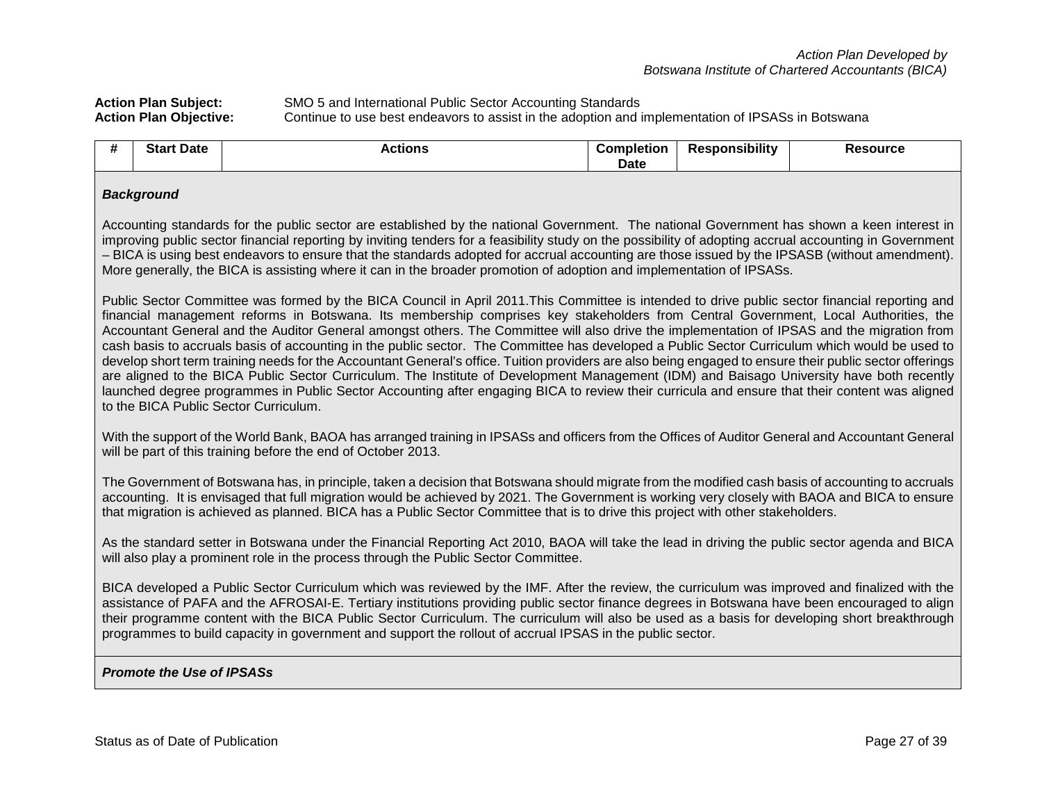*Action Plan Developed by*
*Botswana Institute of Chartered Accountants (BICA)*

**Action Plan Subject:** SMO 5 and International Public Sector Accounting Standards
**Action Plan Objective:** Continue to use best endeavors to assist in the adoption and implementation of IPSASs in Botswana

| # | Start Date | Actions | Completion Date | Responsibility | Resource |
|---|---|---|---|---|---|

***Background***

Accounting standards for the public sector are established by the national Government. The national Government has shown a keen interest in improving public sector financial reporting by inviting tenders for a feasibility study on the possibility of adopting accrual accounting in Government – BICA is using best endeavors to ensure that the standards adopted for accrual accounting are those issued by the IPSASB (without amendment). More generally, the BICA is assisting where it can in the broader promotion of adoption and implementation of IPSASs.

Public Sector Committee was formed by the BICA Council in April 2011.This Committee is intended to drive public sector financial reporting and financial management reforms in Botswana. Its membership comprises key stakeholders from Central Government, Local Authorities, the Accountant General and the Auditor General amongst others. The Committee will also drive the implementation of IPSAS and the migration from cash basis to accruals basis of accounting in the public sector. The Committee has developed a Public Sector Curriculum which would be used to develop short term training needs for the Accountant General's office. Tuition providers are also being engaged to ensure their public sector offerings are aligned to the BICA Public Sector Curriculum. The Institute of Development Management (IDM) and Baisago University have both recently launched degree programmes in Public Sector Accounting after engaging BICA to review their curricula and ensure that their content was aligned to the BICA Public Sector Curriculum.

With the support of the World Bank, BAOA has arranged training in IPSASs and officers from the Offices of Auditor General and Accountant General will be part of this training before the end of October 2013.

The Government of Botswana has, in principle, taken a decision that Botswana should migrate from the modified cash basis of accounting to accruals accounting. It is envisaged that full migration would be achieved by 2021. The Government is working very closely with BAOA and BICA to ensure that migration is achieved as planned. BICA has a Public Sector Committee that is to drive this project with other stakeholders.

As the standard setter in Botswana under the Financial Reporting Act 2010, BAOA will take the lead in driving the public sector agenda and BICA will also play a prominent role in the process through the Public Sector Committee.

BICA developed a Public Sector Curriculum which was reviewed by the IMF. After the review, the curriculum was improved and finalized with the assistance of PAFA and the AFROSAI-E. Tertiary institutions providing public sector finance degrees in Botswana have been encouraged to align their programme content with the BICA Public Sector Curriculum. The curriculum will also be used as a basis for developing short breakthrough programmes to build capacity in government and support the rollout of accrual IPSAS in the public sector.

***Promote the Use of IPSASs***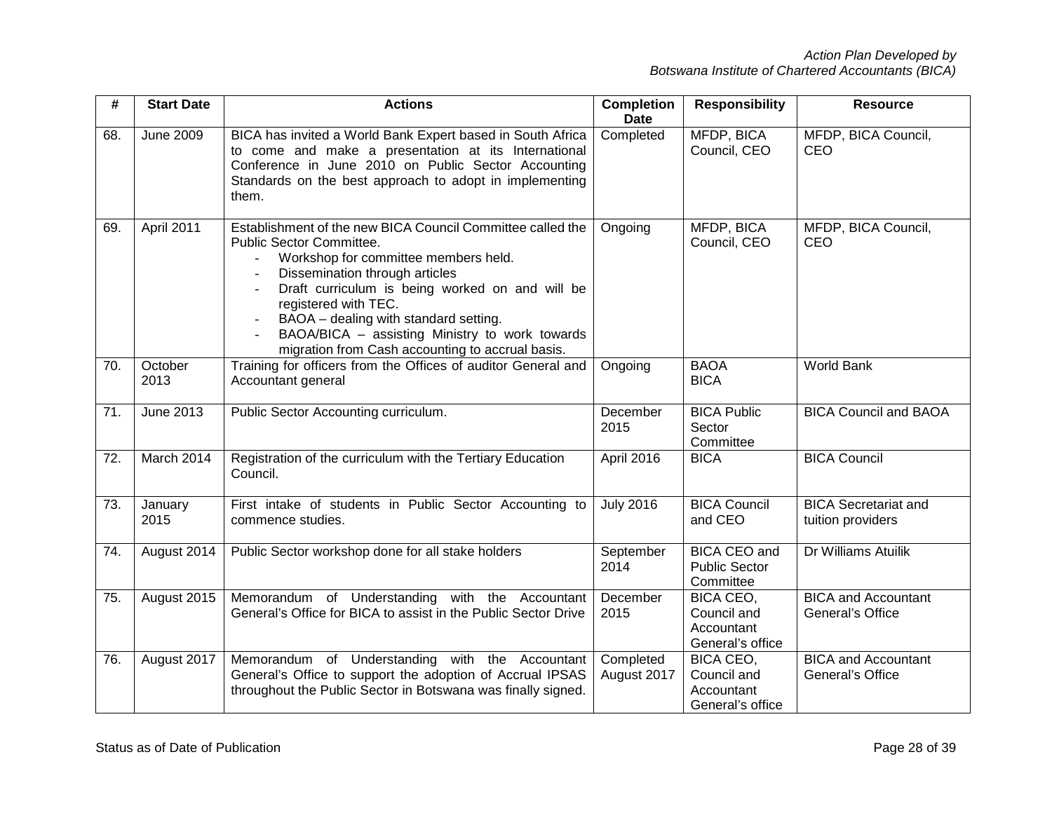| # | Start Date | Actions | Completion Date | Responsibility | Resource |
|---|---|---|---|---|---|
| 68. | June 2009 | BICA has invited a World Bank Expert based in South Africa to come and make a presentation at its International Conference in June 2010 on Public Sector Accounting Standards on the best approach to adopt in implementing them. | Completed | MFDP, BICA Council, CEO | MFDP, BICA Council, CEO |
| 69. | April 2011 | Establishment of the new BICA Council Committee called the Public Sector Committee.<br>- Workshop for committee members held.<br>- Dissemination through articles<br>- Draft curriculum is being worked on and will be registered with TEC.<br>- BAOA – dealing with standard setting.<br>- BAOA/BICA – assisting Ministry to work towards migration from Cash accounting to accrual basis. | Ongoing | MFDP, BICA Council, CEO | MFDP, BICA Council, CEO |
| 70. | October 2013 | Training for officers from the Offices of auditor General and Accountant general | Ongoing | BAOA<br>BICA | World Bank |
| 71. | June 2013 | Public Sector Accounting curriculum. | December 2015 | BICA Public Sector Committee | BICA Council and BAOA |
| 72. | March 2014 | Registration of the curriculum with the Tertiary Education Council. | April 2016 | BICA | BICA Council |
| 73. | January 2015 | First intake of students in Public Sector Accounting to commence studies. | July 2016 | BICA Council and CEO | BICA Secretariat and tuition providers |
| 74. | August 2014 | Public Sector workshop done for all stake holders | September 2014 | BICA CEO and Public Sector Committee | Dr Williams Atuilik |
| 75. | August 2015 | Memorandum of Understanding with the Accountant General's Office for BICA to assist in the Public Sector Drive | December 2015 | BICA CEO, Council and Accountant General's office | BICA and Accountant General's Office |
| 76. | August 2017 | Memorandum of Understanding with the Accountant General's Office to support the adoption of Accrual IPSAS throughout the Public Sector in Botswana was finally signed. | Completed August 2017 | BICA CEO, Council and Accountant General's office | BICA and Accountant General's Office |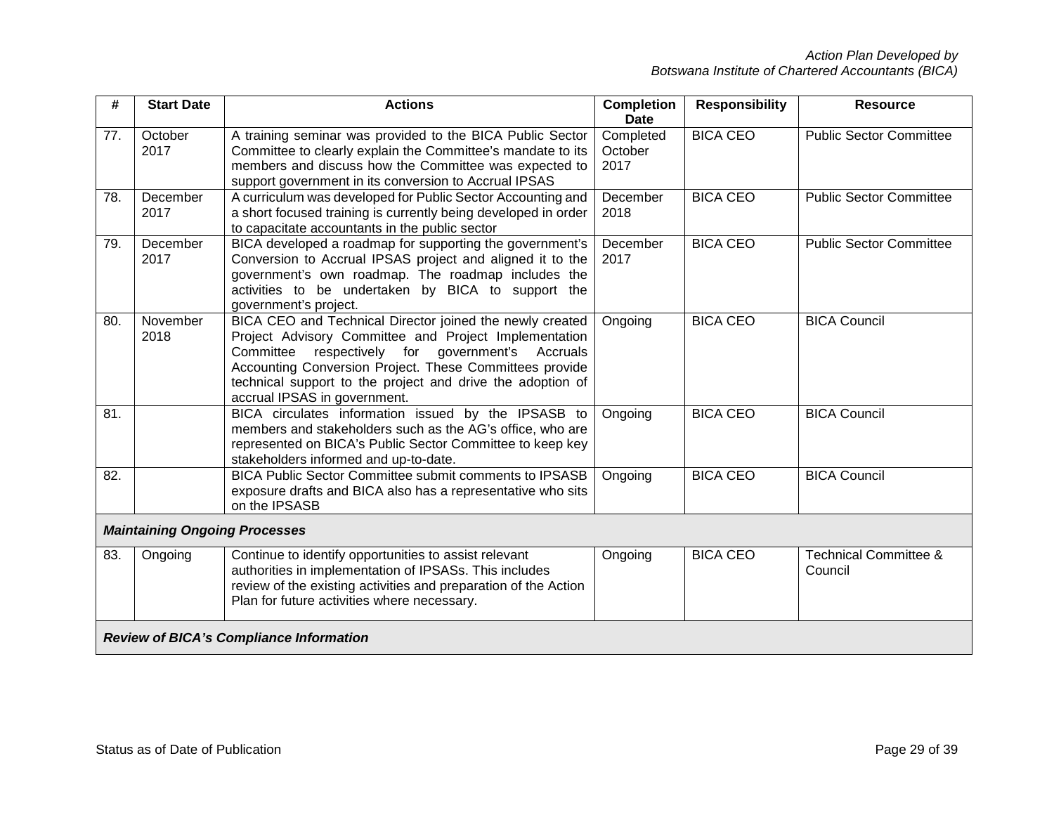| # | Start Date | Actions | Completion Date | Responsibility | Resource |
|---|---|---|---|---|---|
| 77. | October 2017 | A training seminar was provided to the BICA Public Sector Committee to clearly explain the Committee's mandate to its members and discuss how the Committee was expected to support government in its conversion to Accrual IPSAS | Completed October 2017 | BICA CEO | Public Sector Committee |
| 78. | December 2017 | A curriculum was developed for Public Sector Accounting and a short focused training is currently being developed in order to capacitate accountants in the public sector | December 2018 | BICA CEO | Public Sector Committee |
| 79. | December 2017 | BICA developed a roadmap for supporting the government's Conversion to Accrual IPSAS project and aligned it to the government's own roadmap. The roadmap includes the activities to be undertaken by BICA to support the government's project. | December 2017 | BICA CEO | Public Sector Committee |
| 80. | November 2018 | BICA CEO and Technical Director joined the newly created Project Advisory Committee and Project Implementation Committee respectively for government's Accruals Accounting Conversion Project. These Committees provide technical support to the project and drive the adoption of accrual IPSAS in government. | Ongoing | BICA CEO | BICA Council |
| 81. | | BICA circulates information issued by the IPSASB to members and stakeholders such as the AG's office, who are represented on BICA's Public Sector Committee to keep key stakeholders informed and up-to-date. | Ongoing | BICA CEO | BICA Council |
| 82. | | BICA Public Sector Committee submit comments to IPSASB exposure drafts and BICA also has a representative who sits on the IPSASB | Ongoing | BICA CEO | BICA Council |
| ***Maintaining Ongoing Processes*** | | | | | |
| 83. | Ongoing | Continue to identify opportunities to assist relevant authorities in implementation of IPSASs. This includes review of the existing activities and preparation of the Action Plan for future activities where necessary. | Ongoing | BICA CEO | Technical Committee & Council |
| ***Review of BICA's Compliance Information*** | | | | | |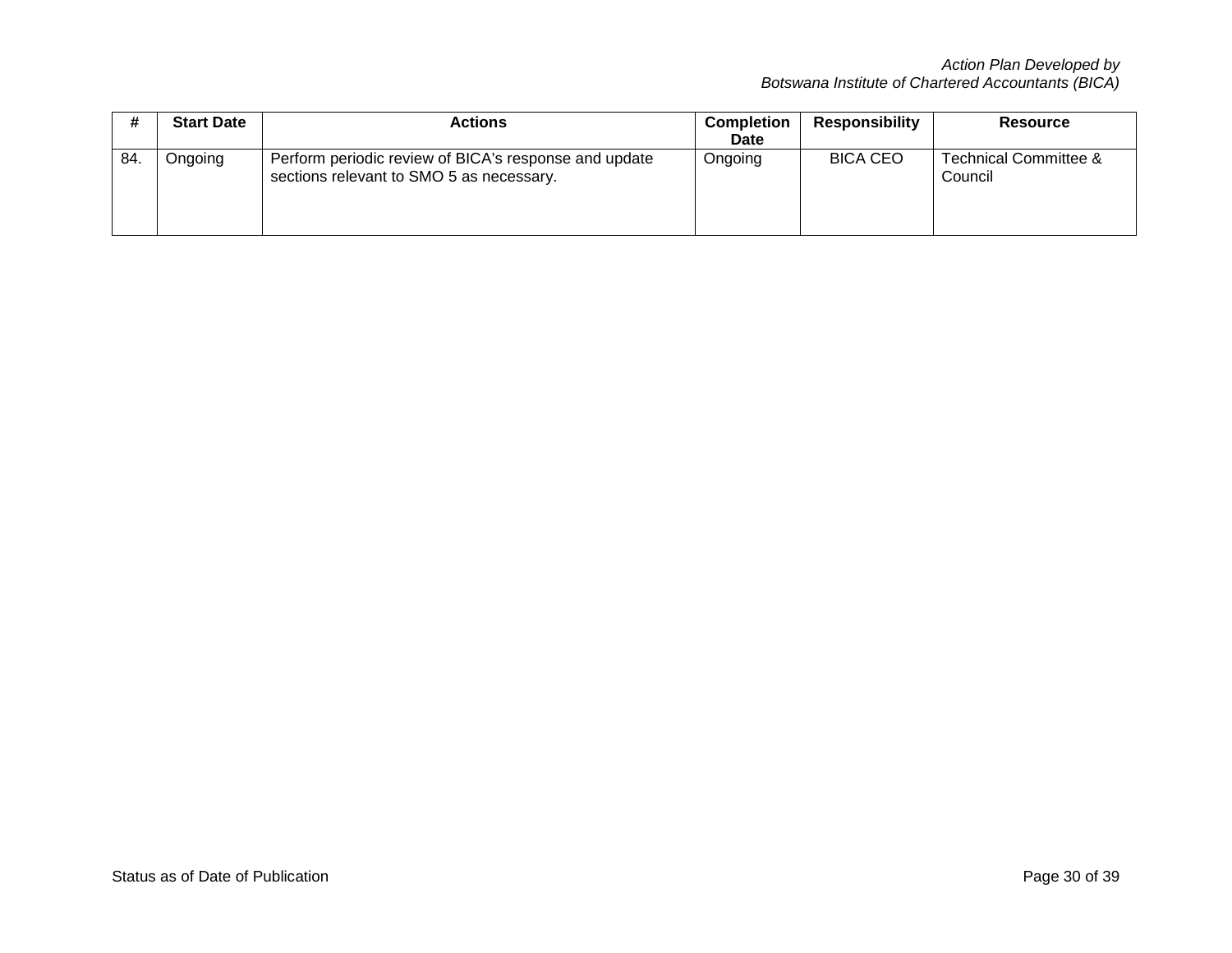| # | Start Date | Actions | Completion Date | Responsibility | Resource |
|---|---|---|---|---|---|
| 84. | Ongoing | Perform periodic review of BICA's response and update sections relevant to SMO 5 as necessary. | Ongoing | BICA CEO | Technical Committee & Council |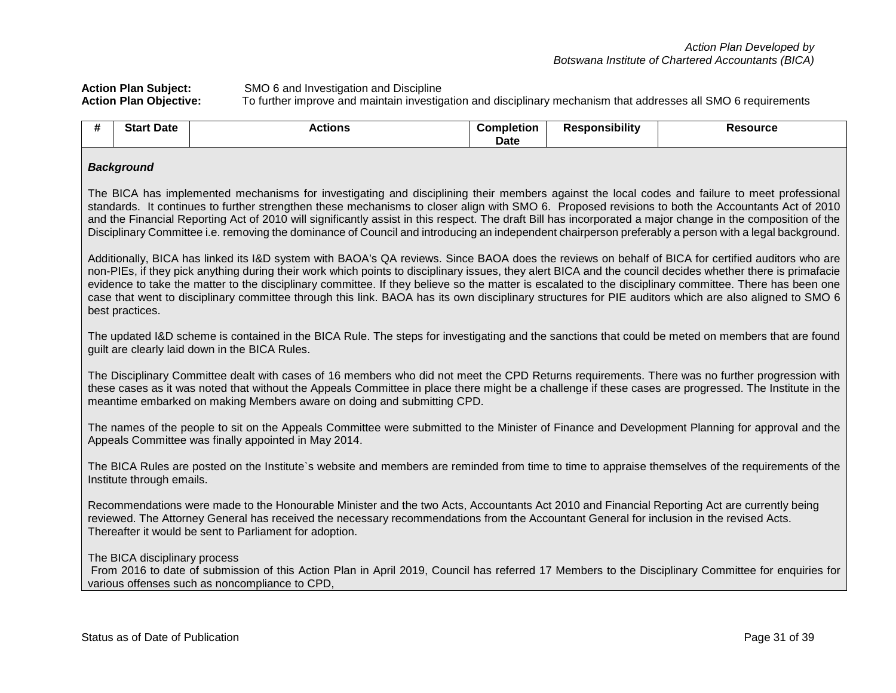*Action Plan Developed by*
*Botswana Institute of Chartered Accountants (BICA)*

**Action Plan Subject:** SMO 6 and Investigation and Discipline
**Action Plan Objective:** To further improve and maintain investigation and disciplinary mechanism that addresses all SMO 6 requirements

| # | Start Date | Actions | Completion Date | Responsibility | Resource |
|---|---|---|---|---|---|

***Background***

The BICA has implemented mechanisms for investigating and disciplining their members against the local codes and failure to meet professional standards. It continues to further strengthen these mechanisms to closer align with SMO 6. Proposed revisions to both the Accountants Act of 2010 and the Financial Reporting Act of 2010 will significantly assist in this respect. The draft Bill has incorporated a major change in the composition of the Disciplinary Committee i.e. removing the dominance of Council and introducing an independent chairperson preferably a person with a legal background.

Additionally, BICA has linked its I&D system with BAOA's QA reviews. Since BAOA does the reviews on behalf of BICA for certified auditors who are non-PIEs, if they pick anything during their work which points to disciplinary issues, they alert BICA and the council decides whether there is primafacie evidence to take the matter to the disciplinary committee. If they believe so the matter is escalated to the disciplinary committee. There has been one case that went to disciplinary committee through this link. BAOA has its own disciplinary structures for PIE auditors which are also aligned to SMO 6 best practices.

The updated I&D scheme is contained in the BICA Rule. The steps for investigating and the sanctions that could be meted on members that are found guilt are clearly laid down in the BICA Rules.

The Disciplinary Committee dealt with cases of 16 members who did not meet the CPD Returns requirements. There was no further progression with these cases as it was noted that without the Appeals Committee in place there might be a challenge if these cases are progressed. The Institute in the meantime embarked on making Members aware on doing and submitting CPD.

The names of the people to sit on the Appeals Committee were submitted to the Minister of Finance and Development Planning for approval and the Appeals Committee was finally appointed in May 2014.

The BICA Rules are posted on the Institute`s website and members are reminded from time to time to appraise themselves of the requirements of the Institute through emails.

Recommendations were made to the Honourable Minister and the two Acts, Accountants Act 2010 and Financial Reporting Act are currently being reviewed. The Attorney General has received the necessary recommendations from the Accountant General for inclusion in the revised Acts. Thereafter it would be sent to Parliament for adoption.

The BICA disciplinary process

From 2016 to date of submission of this Action Plan in April 2019, Council has referred 17 Members to the Disciplinary Committee for enquiries for various offenses such as noncompliance to CPD,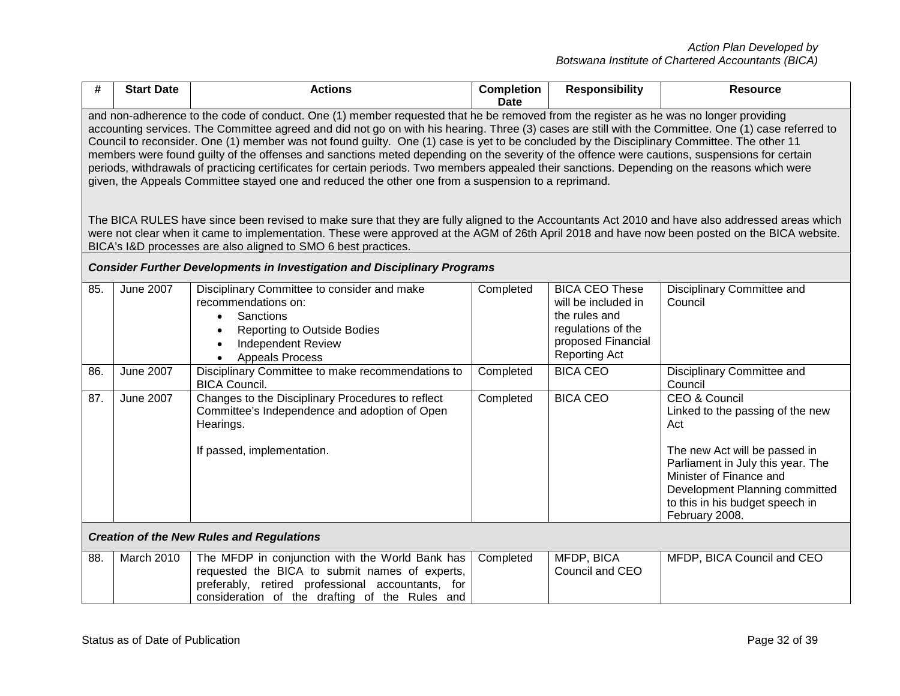| # | Start Date | Actions | Completion Date | Responsibility | Resource |
|---|---|---|---|---|---|
| and non-adherence to the code of conduct. One (1) member requested that he be removed from the register as he was no longer providing accounting services. The Committee agreed and did not go on with his hearing. Three (3) cases are still with the Committee. One (1) case referred to Council to reconsider. One (1) member was not found guilty. One (1) case is yet to be concluded by the Disciplinary Committee. The other 11 members were found guilty of the offenses and sanctions meted depending on the severity of the offence were cautions, suspensions for certain periods, withdrawals of practicing certificates for certain periods. Two members appealed their sanctions. Depending on the reasons which were given, the Appeals Committee stayed one and reduced the other one from a suspension to a reprimand.<br><br>The BICA RULES have since been revised to make sure that they are fully aligned to the Accountants Act 2010 and have also addressed areas which were not clear when it came to implementation. These were approved at the AGM of 26th April 2018 and have now been posted on the BICA website. BICA's I&D processes are also aligned to SMO 6 best practices. | | | | | |
| ***Consider Further Developments in Investigation and Disciplinary Programs*** | | | | | |
| 85. | June 2007 | Disciplinary Committee to consider and make recommendations on:<br>• Sanctions<br>• Reporting to Outside Bodies<br>• Independent Review<br>• Appeals Process | Completed | BICA CEO These will be included in the rules and regulations of the proposed Financial Reporting Act | Disciplinary Committee and Council |
| 86. | June 2007 | Disciplinary Committee to make recommendations to BICA Council. | Completed | BICA CEO | Disciplinary Committee and Council |
| 87. | June 2007 | Changes to the Disciplinary Procedures to reflect Committee's Independence and adoption of Open Hearings.<br><br>If passed, implementation. | Completed | BICA CEO | CEO & Council<br>Linked to the passing of the new Act<br><br>The new Act will be passed in Parliament in July this year. The Minister of Finance and Development Planning committed to this in his budget speech in February 2008. |
| ***Creation of the New Rules and Regulations*** | | | | | |
| 88. | March 2010 | The MFDP in conjunction with the World Bank has requested the BICA to submit names of experts, preferably, retired professional accountants, for consideration of the drafting of the Rules and | Completed | MFDP, BICA Council and CEO | MFDP, BICA Council and CEO |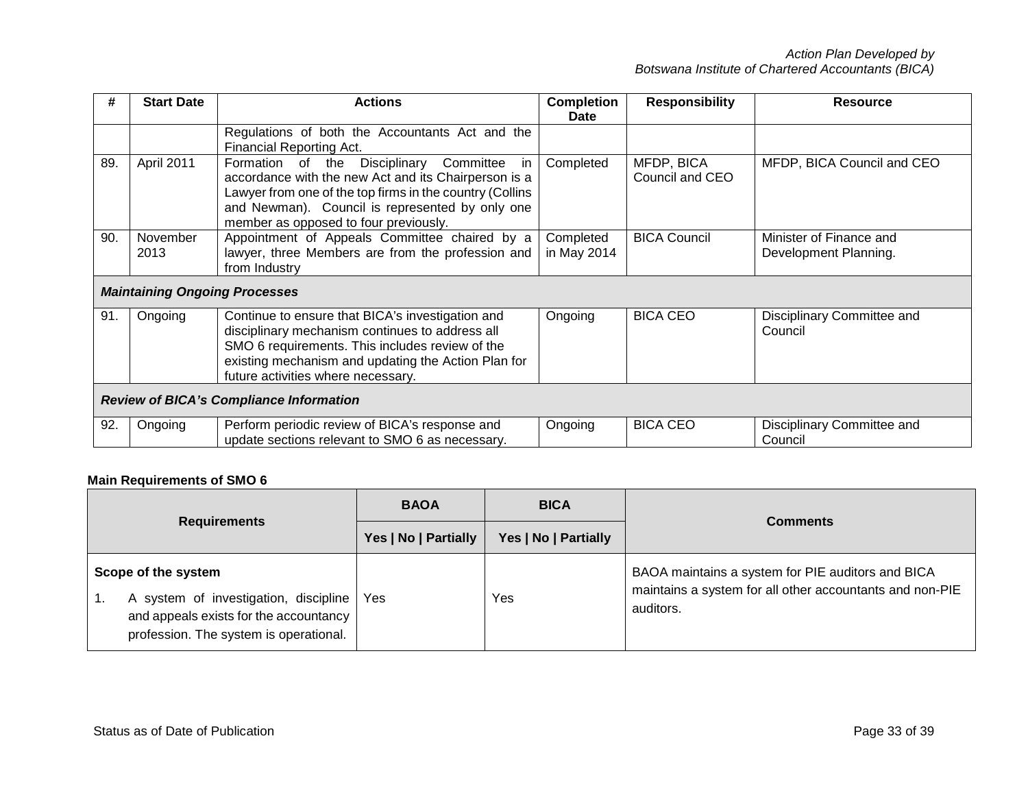| # | Start Date | Actions | Completion Date | Responsibility | Resource |
|---|---|---|---|---|---|
| | | Regulations of both the Accountants Act and the Financial Reporting Act. | | | |
| 89. | April 2011 | Formation of the Disciplinary Committee in accordance with the new Act and its Chairperson is a Lawyer from one of the top firms in the country (Collins and Newman). Council is represented by only one member as opposed to four previously. | Completed | MFDP, BICA Council and CEO | MFDP, BICA Council and CEO |
| 90. | November 2013 | Appointment of Appeals Committee chaired by a lawyer, three Members are from the profession and from Industry | Completed in May 2014 | BICA Council | Minister of Finance and Development Planning. |
| ***Maintaining Ongoing Processes*** | | | | | |
| 91. | Ongoing | Continue to ensure that BICA's investigation and disciplinary mechanism continues to address all SMO 6 requirements. This includes review of the existing mechanism and updating the Action Plan for future activities where necessary. | Ongoing | BICA CEO | Disciplinary Committee and Council |
| ***Review of BICA's Compliance Information*** | | | | | |
| 92. | Ongoing | Perform periodic review of BICA's response and update sections relevant to SMO 6 as necessary. | Ongoing | BICA CEO | Disciplinary Committee and Council |

**Main Requirements of SMO 6**

| Requirements | BAOA | BICA | Comments |
|---|---|---|---|
| | Yes \| No \| Partially | Yes \| No \| Partially | |
| **Scope of the system**<br>1. A system of investigation, discipline and appeals exists for the accountancy profession. The system is operational. | Yes | Yes | BAOA maintains a system for PIE auditors and BICA maintains a system for all other accountants and non-PIE auditors. |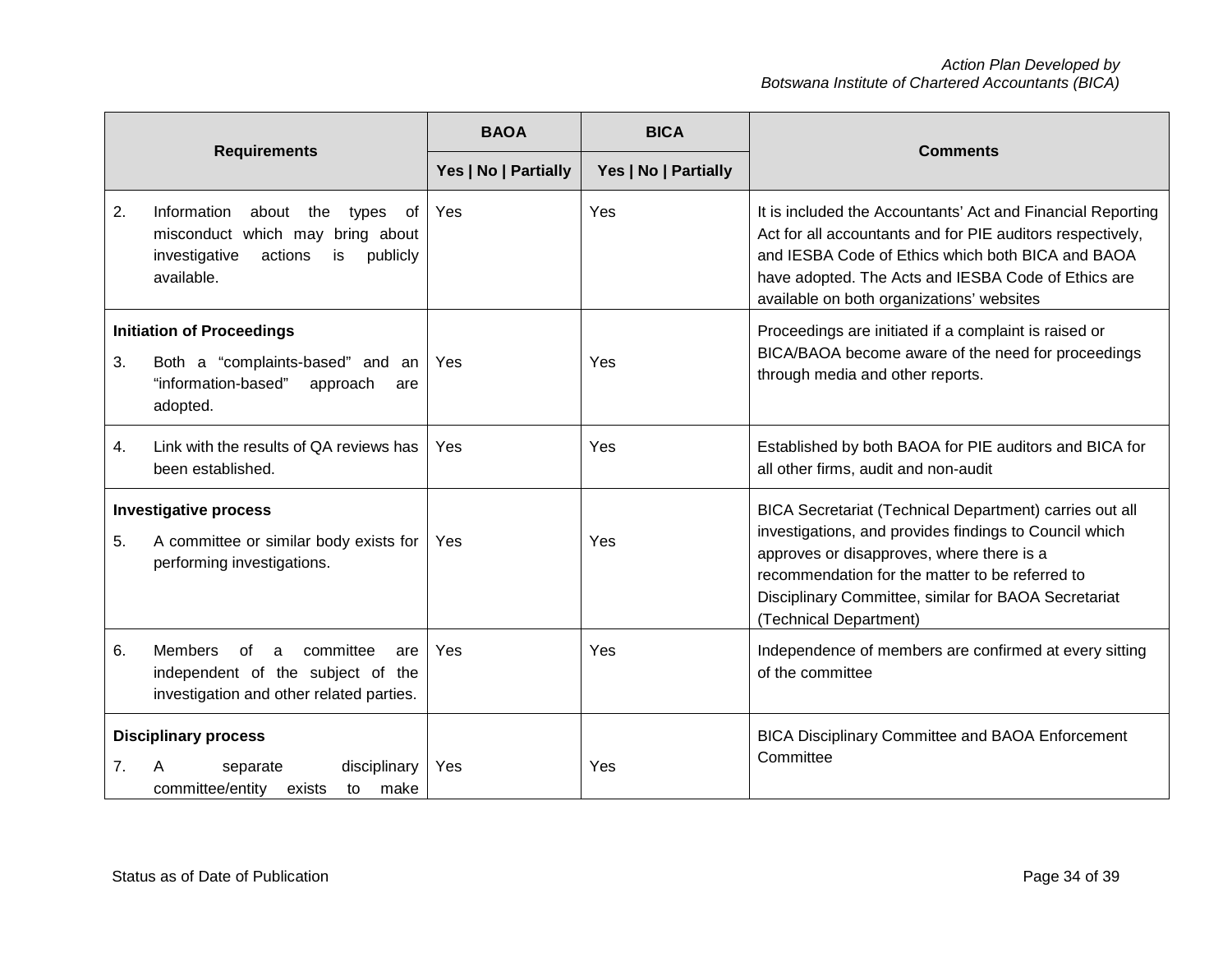| Requirements | BAOA | BICA | Comments |
|---|---|---|---|
| | Yes \| No \| Partially | Yes \| No \| Partially | |
| 2. Information about the types of misconduct which may bring about investigative actions is publicly available. | Yes | Yes | It is included the Accountants' Act and Financial Reporting Act for all accountants and for PIE auditors respectively, and IESBA Code of Ethics which both BICA and BAOA have adopted. The Acts and IESBA Code of Ethics are available on both organizations' websites |
| **Initiation of Proceedings** 3. Both a "complaints-based" and an "information-based" approach are adopted. | Yes | Yes | Proceedings are initiated if a complaint is raised or BICA/BAOA become aware of the need for proceedings through media and other reports. |
| 4. Link with the results of QA reviews has been established. | Yes | Yes | Established by both BAOA for PIE auditors and BICA for all other firms, audit and non-audit |
| **Investigative process** 5. A committee or similar body exists for performing investigations. | Yes | Yes | BICA Secretariat (Technical Department) carries out all investigations, and provides findings to Council which approves or disapproves, where there is a recommendation for the matter to be referred to Disciplinary Committee, similar for BAOA Secretariat (Technical Department) |
| 6. Members of a committee are independent of the subject of the investigation and other related parties. | Yes | Yes | Independence of members are confirmed at every sitting of the committee |
| **Disciplinary process** 7. A separate disciplinary committee/entity exists to make | Yes | Yes | BICA Disciplinary Committee and BAOA Enforcement Committee |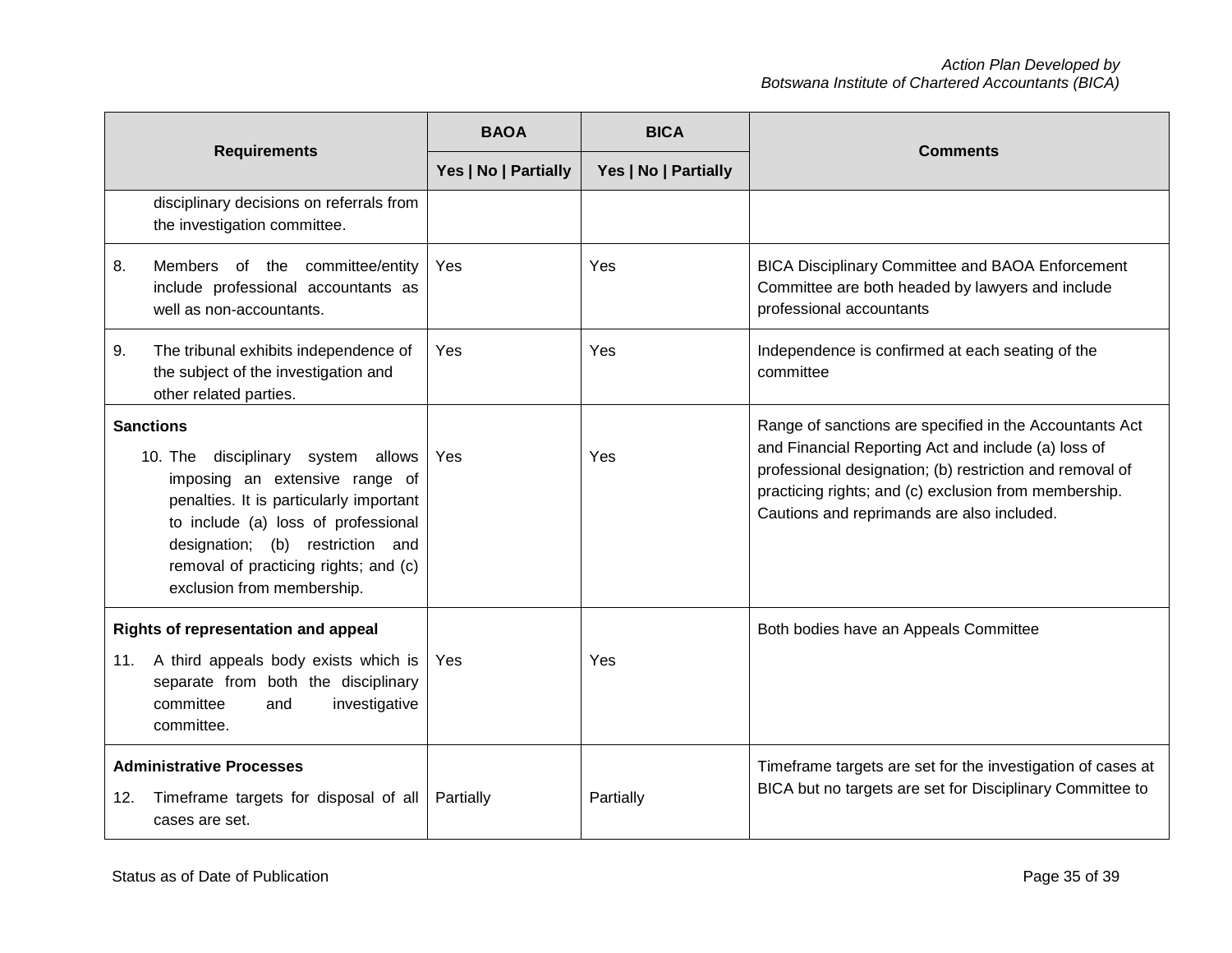| Requirements | BAOA | BICA | Comments |
|---|---|---|---|
| | Yes \| No \| Partially | Yes \| No \| Partially | |
| disciplinary decisions on referrals from the investigation committee. | | | |
| 8. Members of the committee/entity include professional accountants as well as non-accountants. | Yes | Yes | BICA Disciplinary Committee and BAOA Enforcement Committee are both headed by lawyers and include professional accountants |
| 9. The tribunal exhibits independence of the subject of the investigation and other related parties. | Yes | Yes | Independence is confirmed at each seating of the committee |
| **Sanctions** 10. The disciplinary system allows imposing an extensive range of penalties. It is particularly important to include (a) loss of professional designation; (b) restriction and removal of practicing rights; and (c) exclusion from membership. | Yes | Yes | Range of sanctions are specified in the Accountants Act and Financial Reporting Act and include (a) loss of professional designation; (b) restriction and removal of practicing rights; and (c) exclusion from membership. Cautions and reprimands are also included. |
| **Rights of representation and appeal** 11. A third appeals body exists which is separate from both the disciplinary committee and investigative committee. | Yes | Yes | Both bodies have an Appeals Committee |
| **Administrative Processes** 12. Timeframe targets for disposal of all cases are set. | Partially | Partially | Timeframe targets are set for the investigation of cases at BICA but no targets are set for Disciplinary Committee to |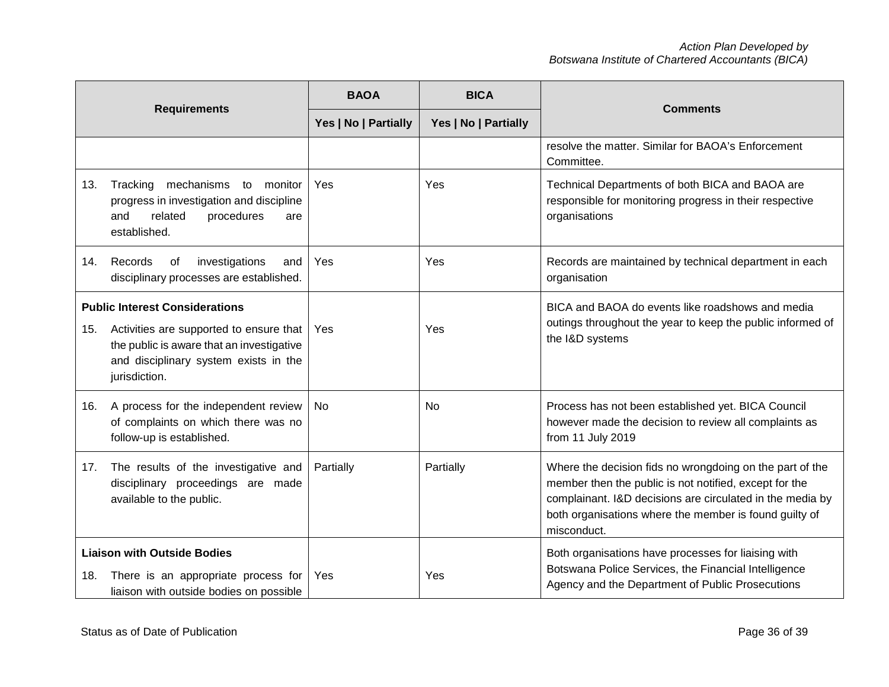| Requirements | BAOA | BICA | Comments |
|---|---|---|---|
| | Yes \| No \| Partially | Yes \| No \| Partially | |
| | | | resolve the matter. Similar for BAOA's Enforcement Committee. |
| 13. Tracking mechanisms to monitor progress in investigation and discipline and related procedures are established. | Yes | Yes | Technical Departments of both BICA and BAOA are responsible for monitoring progress in their respective organisations |
| 14. Records of investigations and disciplinary processes are established. | Yes | Yes | Records are maintained by technical department in each organisation |
| **Public Interest Considerations** 15. Activities are supported to ensure that the public is aware that an investigative and disciplinary system exists in the jurisdiction. | Yes | Yes | BICA and BAOA do events like roadshows and media outings throughout the year to keep the public informed of the I&D systems |
| 16. A process for the independent review of complaints on which there was no follow-up is established. | No | No | Process has not been established yet. BICA Council however made the decision to review all complaints as from 11 July 2019 |
| 17. The results of the investigative and disciplinary proceedings are made available to the public. | Partially | Partially | Where the decision fids no wrongdoing on the part of the member then the public is not notified, except for the complainant. I&D decisions are circulated in the media by both organisations where the member is found guilty of misconduct. |
| **Liaison with Outside Bodies** 18. There is an appropriate process for liaison with outside bodies on possible | Yes | Yes | Both organisations have processes for liaising with Botswana Police Services, the Financial Intelligence Agency and the Department of Public Prosecutions |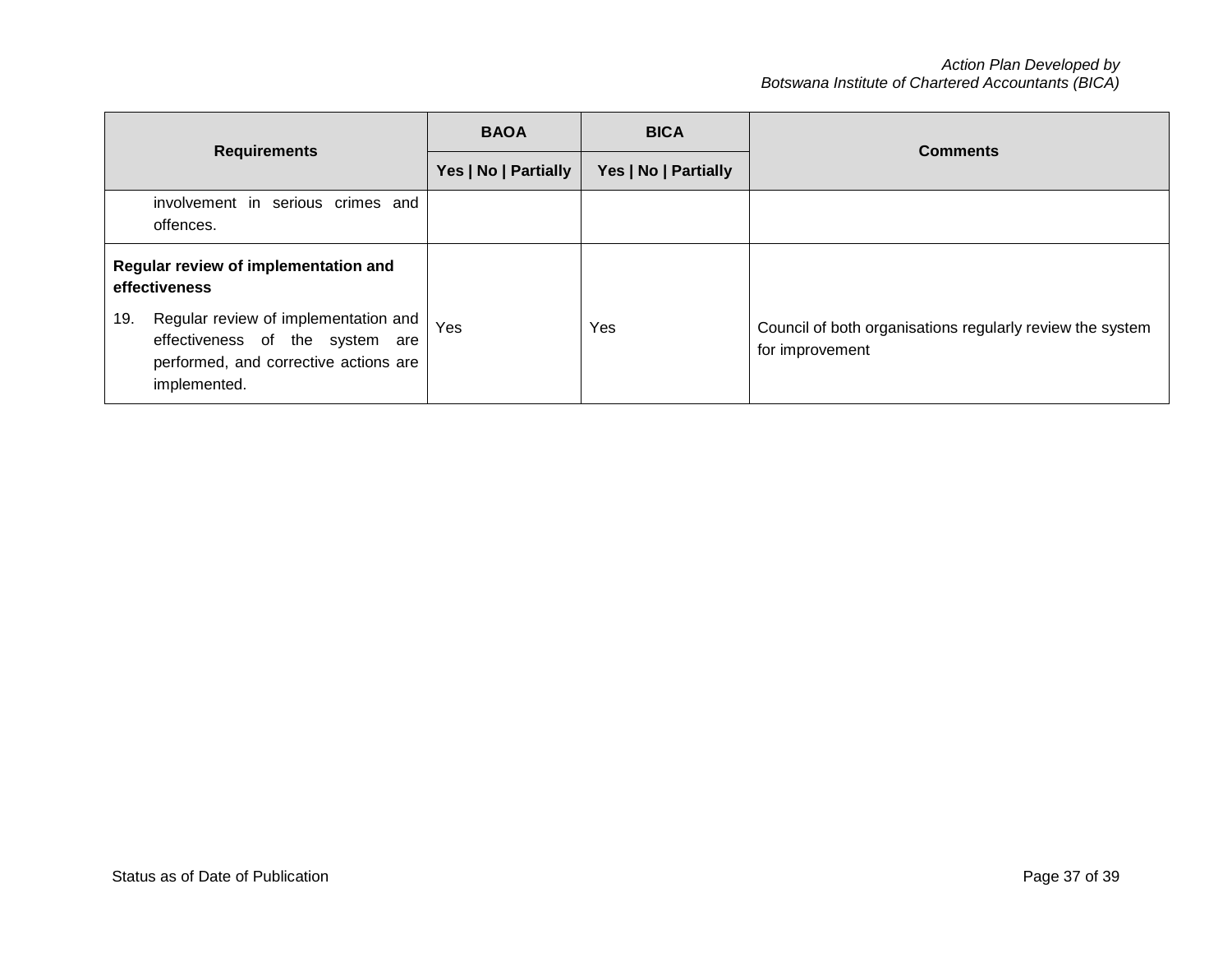| Requirements | BAOA | BICA | Comments |
| --- | --- | --- | --- |
| | Yes \| No \| Partially | Yes \| No \| Partially | |
| involvement in serious crimes and offences. | | | |
| **Regular review of implementation and effectiveness**<br>19. Regular review of implementation and effectiveness of the system are performed, and corrective actions are implemented. | Yes | Yes | Council of both organisations regularly review the system for improvement |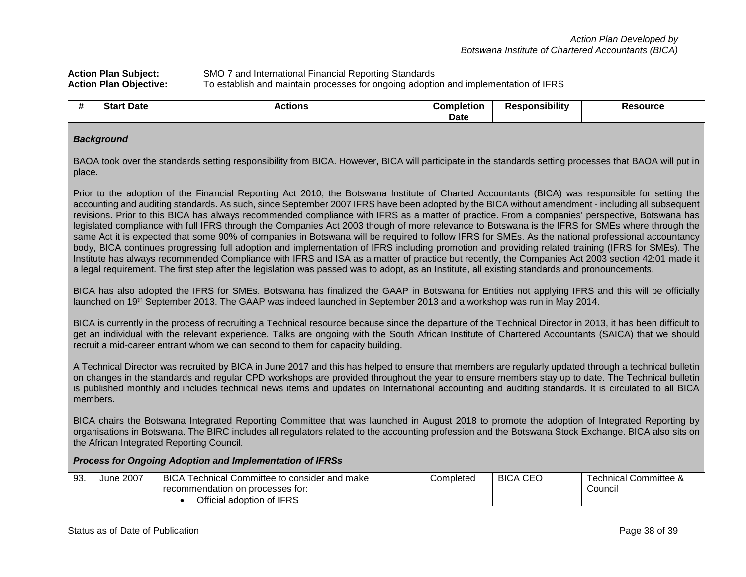*Action Plan Developed by Botswana Institute of Chartered Accountants (BICA)*

**Action Plan Subject:** SMO 7 and International Financial Reporting Standards
**Action Plan Objective:** To establish and maintain processes for ongoing adoption and implementation of IFRS

| # | Start Date | Actions | Completion Date | Responsibility | Resource |
|---|---|---|---|---|---|
| ***Background*** | | | | | |

BAOA took over the standards setting responsibility from BICA. However, BICA will participate in the standards setting processes that BAOA will put in place.

Prior to the adoption of the Financial Reporting Act 2010, the Botswana Institute of Charted Accountants (BICA) was responsible for setting the accounting and auditing standards. As such, since September 2007 IFRS have been adopted by the BICA without amendment - including all subsequent revisions. Prior to this BICA has always recommended compliance with IFRS as a matter of practice. From a companies' perspective, Botswana has legislated compliance with full IFRS through the Companies Act 2003 though of more relevance to Botswana is the IFRS for SMEs where through the same Act it is expected that some 90% of companies in Botswana will be required to follow IFRS for SMEs. As the national professional accountancy body, BICA continues progressing full adoption and implementation of IFRS including promotion and providing related training (IFRS for SMEs). The Institute has always recommended Compliance with IFRS and ISA as a matter of practice but recently, the Companies Act 2003 section 42:01 made it a legal requirement. The first step after the legislation was passed was to adopt, as an Institute, all existing standards and pronouncements.

BICA has also adopted the IFRS for SMEs. Botswana has finalized the GAAP in Botswana for Entities not applying IFRS and this will be officially launched on 19th September 2013. The GAAP was indeed launched in September 2013 and a workshop was run in May 2014.

BICA is currently in the process of recruiting a Technical resource because since the departure of the Technical Director in 2013, it has been difficult to get an individual with the relevant experience. Talks are ongoing with the South African Institute of Chartered Accountants (SAICA) that we should recruit a mid-career entrant whom we can second to them for capacity building.

A Technical Director was recruited by BICA in June 2017 and this has helped to ensure that members are regularly updated through a technical bulletin on changes in the standards and regular CPD workshops are provided throughout the year to ensure members stay up to date. The Technical bulletin is published monthly and includes technical news items and updates on International accounting and auditing standards. It is circulated to all BICA members.

BICA chairs the Botswana Integrated Reporting Committee that was launched in August 2018 to promote the adoption of Integrated Reporting by organisations in Botswana. The BIRC includes all regulators related to the accounting profession and the Botswana Stock Exchange. BICA also sits on the African Integrated Reporting Council.

| # | Start Date | Actions | Completion Date | Responsibility | Resource |
|---|---|---|---|---|---|
| ***Process for Ongoing Adoption and Implementation of IFRSs*** | | | | | |
| 93. | June 2007 | BICA Technical Committee to consider and make recommendation on processes for:<br>• Official adoption of IFRS | Completed | BICA CEO | Technical Committee & Council |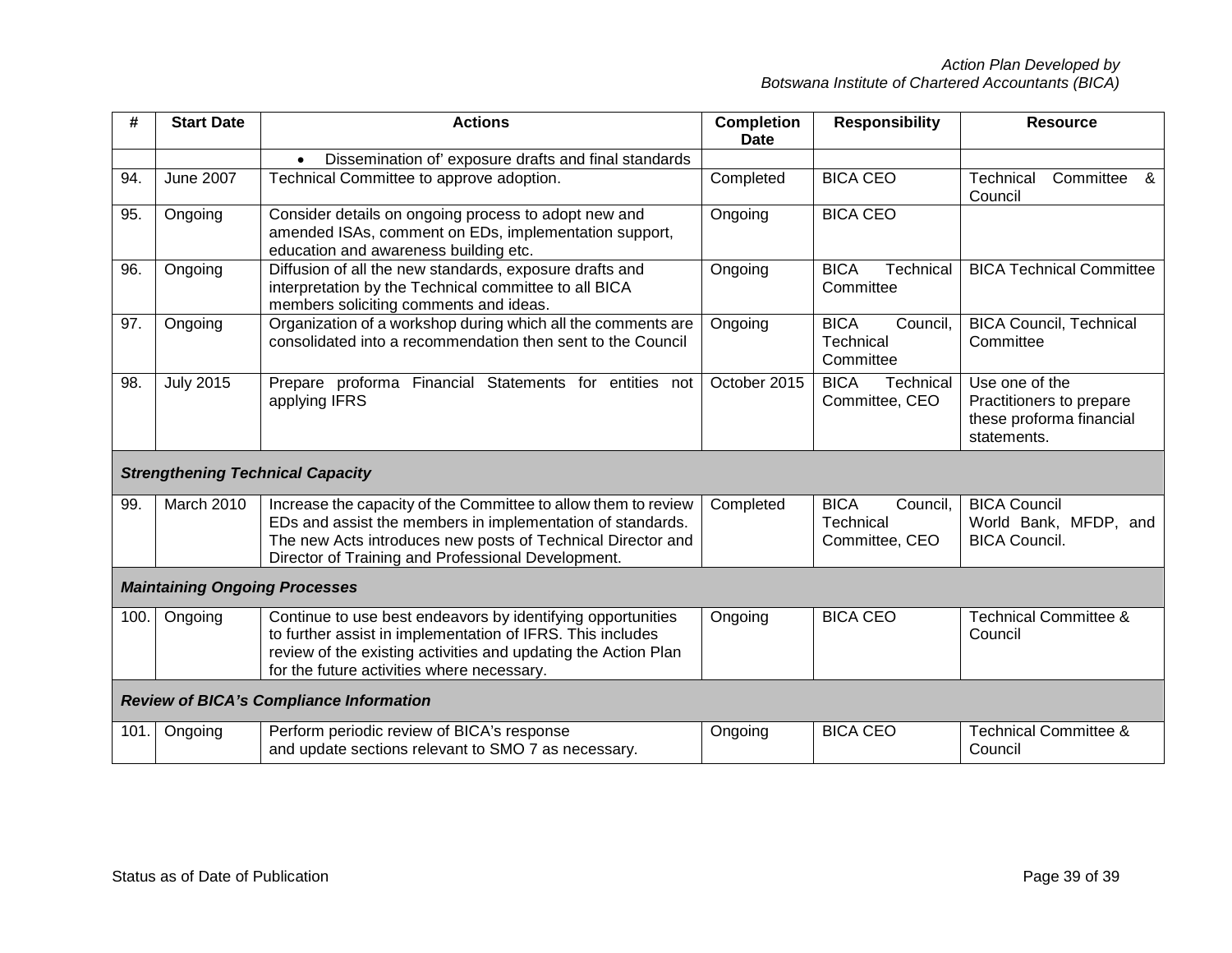| # | Start Date | Actions | Completion Date | Responsibility | Resource |
|---|---|---|---|---|---|
| | | • Dissemination of' exposure drafts and final standards | | | |
| 94. | June 2007 | Technical Committee to approve adoption. | Completed | BICA CEO | Technical Committee & Council |
| 95. | Ongoing | Consider details on ongoing process to adopt new and amended ISAs, comment on EDs, implementation support, education and awareness building etc. | Ongoing | BICA CEO | |
| 96. | Ongoing | Diffusion of all the new standards, exposure drafts and interpretation by the Technical committee to all BICA members soliciting comments and ideas. | Ongoing | BICA Technical Committee | BICA Technical Committee |
| 97. | Ongoing | Organization of a workshop during which all the comments are consolidated into a recommendation then sent to the Council | Ongoing | BICA Council, Technical Committee | BICA Council, Technical Committee |
| 98. | July 2015 | Prepare proforma Financial Statements for entities not applying IFRS | October 2015 | BICA Technical Committee, CEO | Use one of the Practitioners to prepare these proforma financial statements. |
| ***Strengthening Technical Capacity*** | | | | | |
| 99. | March 2010 | Increase the capacity of the Committee to allow them to review EDs and assist the members in implementation of standards. The new Acts introduces new posts of Technical Director and Director of Training and Professional Development. | Completed | BICA Council, Technical Committee, CEO | BICA Council World Bank, MFDP, and BICA Council. |
| ***Maintaining Ongoing Processes*** | | | | | |
| 100. | Ongoing | Continue to use best endeavors by identifying opportunities to further assist in implementation of IFRS. This includes review of the existing activities and updating the Action Plan for the future activities where necessary. | Ongoing | BICA CEO | Technical Committee & Council |
| ***Review of BICA's Compliance Information*** | | | | | |
| 101. | Ongoing | Perform periodic review of BICA's response and update sections relevant to SMO 7 as necessary. | Ongoing | BICA CEO | Technical Committee & Council |

Status as of Date of Publication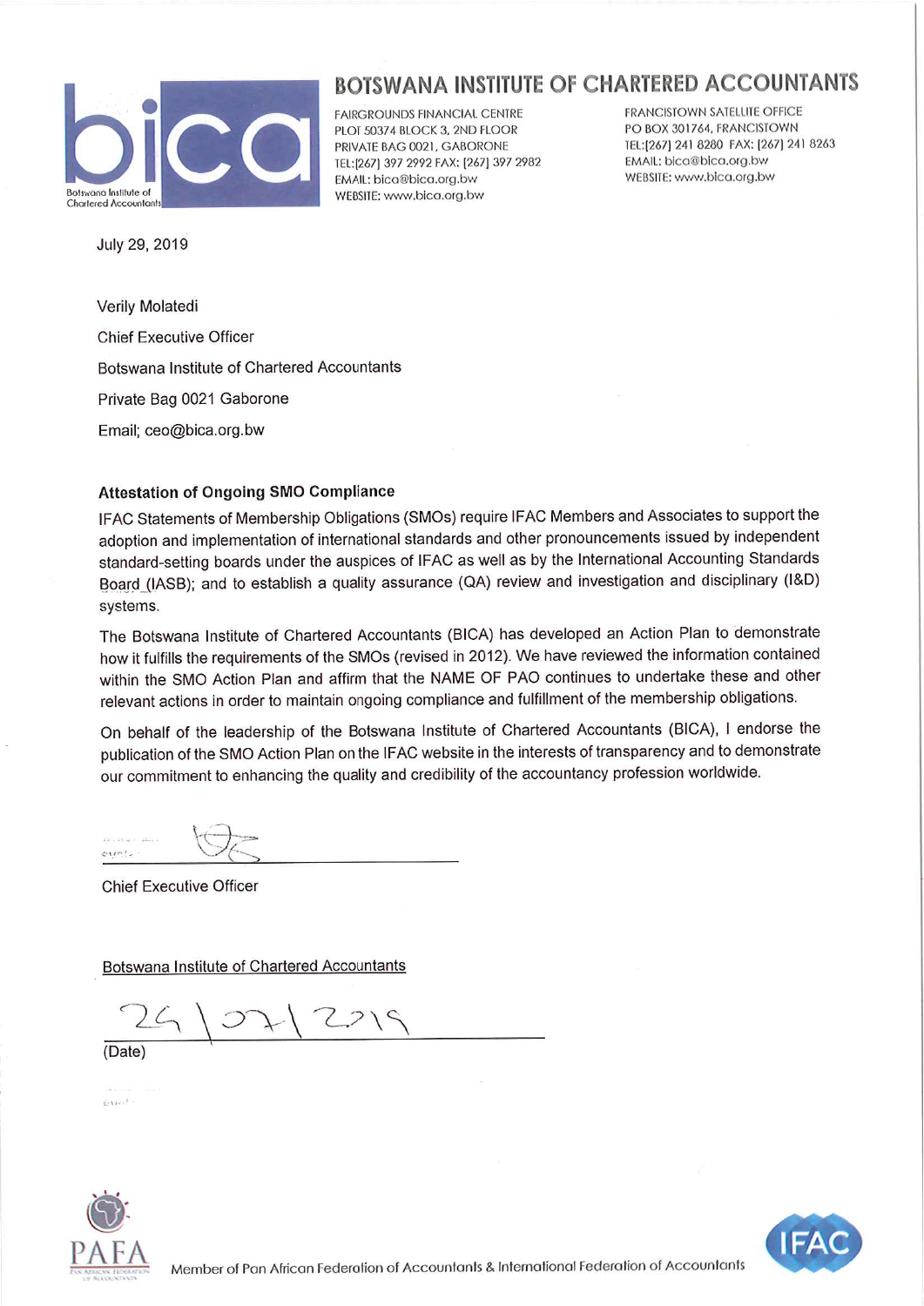# BOTSWANA INSTITUTE OF CHARTERED ACCOUNTANTS

FAIRGROUNDS FINANCIAL CENTRE
PLOT 50374 BLOCK 3, 2ND FLOOR
PRIVATE BAG 0021, GABORONE
TEL:[267] 397 2992 FAX: [267] 397 2982
EMAIL: bica@bica.org.bw
WEBSITE: www.bica.org.bw

FRANCISTOWN SATELLITE OFFICE
PO BOX 301764, FRANCISTOWN
TEL:[267] 241 8280 FAX: [267] 241 8263
EMAIL: bica@bica.org.bw
WEBSITE: www.bica.org.bw

July 29, 2019

Verily Molatedi

Chief Executive Officer

Botswana Institute of Chartered Accountants

Private Bag 0021 Gaborone

Email; ceo@bica.org.bw

**Attestation of Ongoing SMO Compliance**

IFAC Statements of Membership Obligations (SMOs) require IFAC Members and Associates to support the adoption and implementation of international standards and other pronouncements issued by independent standard-setting boards under the auspices of IFAC as well as by the International Accounting Standards Board (IASB); and to establish a quality assurance (QA) review and investigation and disciplinary (I&D) systems.

The Botswana Institute of Chartered Accountants (BICA) has developed an Action Plan to demonstrate how it fulfills the requirements of the SMOs (revised in 2012). We have reviewed the information contained within the SMO Action Plan and affirm that the NAME OF PAO continues to undertake these and other relevant actions in order to maintain ongoing compliance and fulfillment of the membership obligations.

On behalf of the leadership of the Botswana Institute of Chartered Accountants (BICA), I endorse the publication of the SMO Action Plan on the IFAC website in the interests of transparency and to demonstrate our commitment to enhancing the quality and credibility of the accountancy profession worldwide.

Chief Executive Officer

Botswana Institute of Chartered Accountants

24\07\2019

(Date)

Member of Pan African Federation of Accountants & International Federation of Accountants